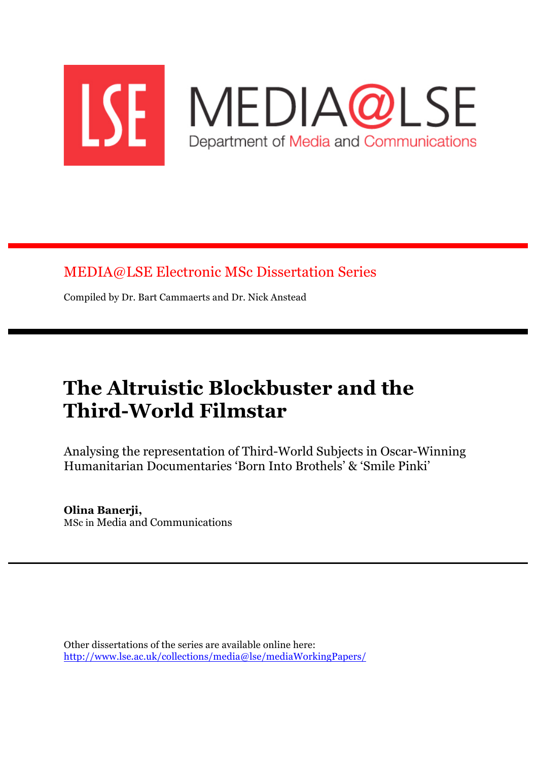LSE MEDIA@LSE

Department of Media and Communications

MEDIA@LSE Electronic MSc Dissertation Series

Compiled by Dr. Bart Cammaerts and Dr. Nick Anstead

# The Altruistic Blockbuster and the Third-World Filmstar

Analysing the representation of Third-World Subjects in Oscar-Winning Humanitarian Documentaries 'Born Into Brothels' & 'Smile Pinki'

**Olina Banerji,**
MSc in Media and Communications

Other dissertations of the series are available online here:
http://www.lse.ac.uk/collections/media@lse/mediaWorkingPapers/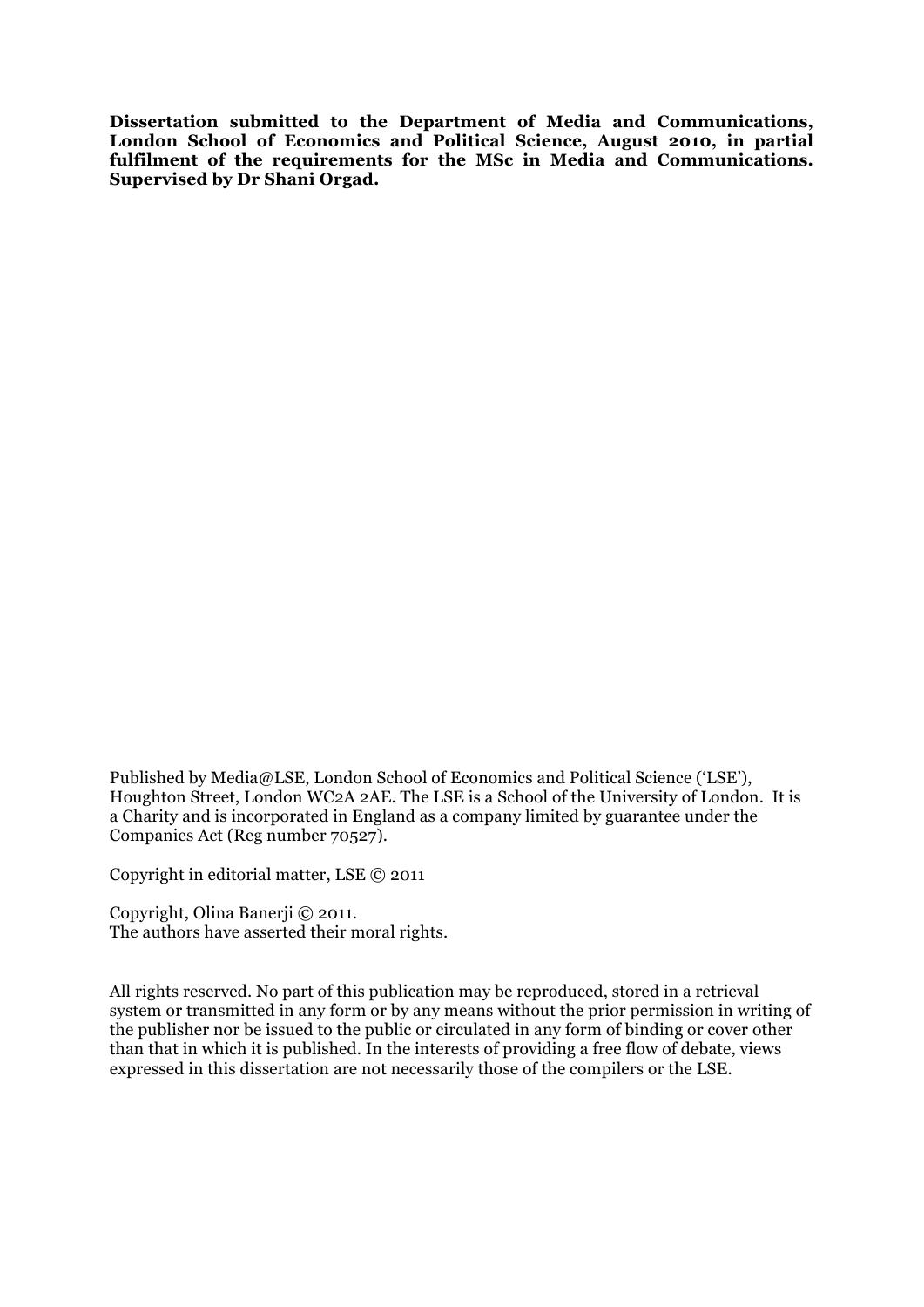**Dissertation submitted to the Department of Media and Communications, London School of Economics and Political Science, August 2010, in partial fulfilment of the requirements for the MSc in Media and Communications. Supervised by Dr Shani Orgad.**

Published by Media@LSE, London School of Economics and Political Science ('LSE'), Houghton Street, London WC2A 2AE. The LSE is a School of the University of London. It is a Charity and is incorporated in England as a company limited by guarantee under the Companies Act (Reg number 70527).

Copyright in editorial matter, LSE © 2011

Copyright, Olina Banerji © 2011.
The authors have asserted their moral rights.

All rights reserved. No part of this publication may be reproduced, stored in a retrieval system or transmitted in any form or by any means without the prior permission in writing of the publisher nor be issued to the public or circulated in any form of binding or cover other than that in which it is published. In the interests of providing a free flow of debate, views expressed in this dissertation are not necessarily those of the compilers or the LSE.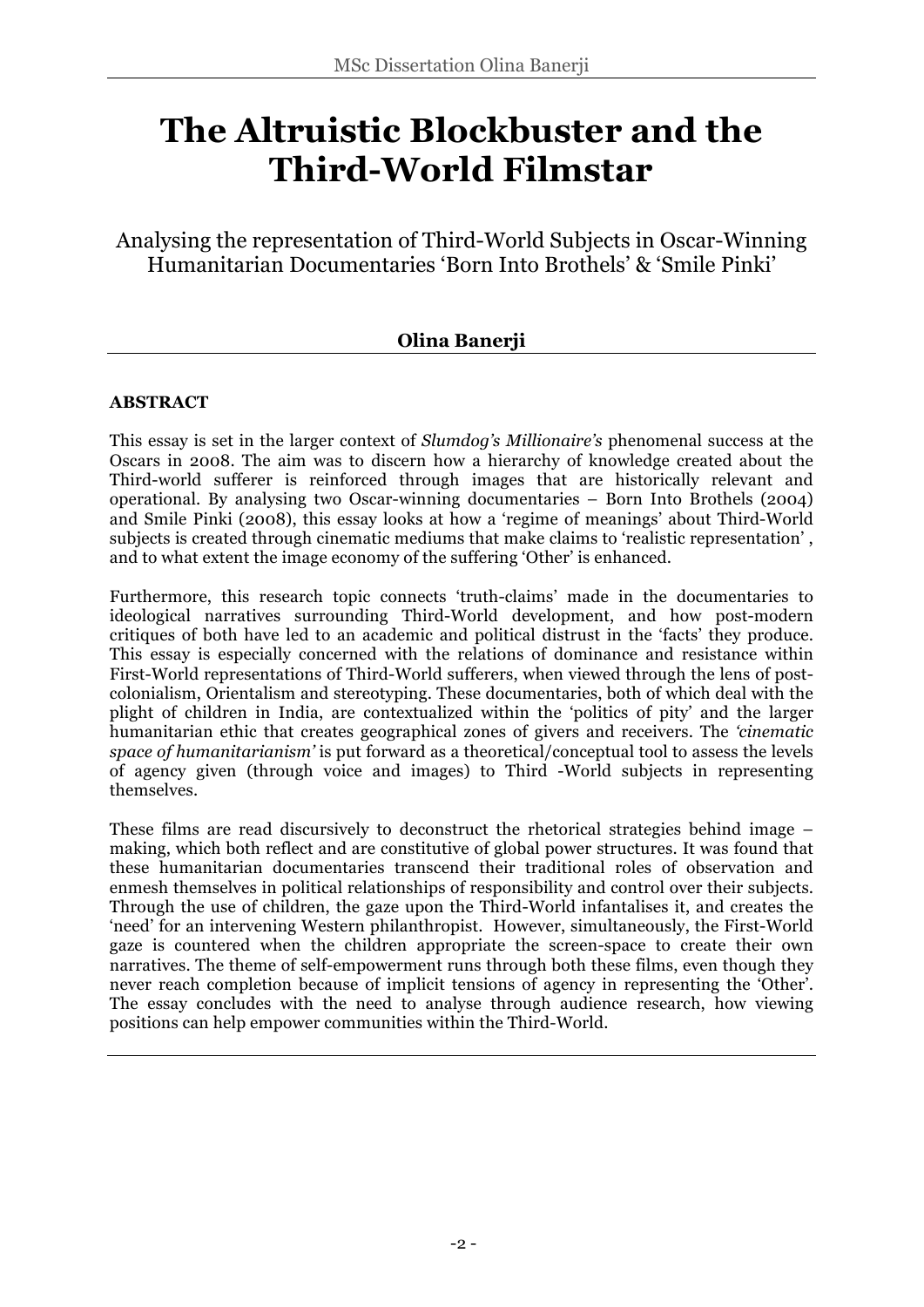# The Altruistic Blockbuster and the Third-World Filmstar

Analysing the representation of Third-World Subjects in Oscar-Winning Humanitarian Documentaries 'Born Into Brothels' & 'Smile Pinki'

**Olina Banerji**

**ABSTRACT**

This essay is set in the larger context of *Slumdog's Millionaire's* phenomenal success at the Oscars in 2008. The aim was to discern how a hierarchy of knowledge created about the Third-world sufferer is reinforced through images that are historically relevant and operational. By analysing two Oscar-winning documentaries – Born Into Brothels (2004) and Smile Pinki (2008), this essay looks at how a 'regime of meanings' about Third-World subjects is created through cinematic mediums that make claims to 'realistic representation' , and to what extent the image economy of the suffering 'Other' is enhanced.

Furthermore, this research topic connects 'truth-claims' made in the documentaries to ideological narratives surrounding Third-World development, and how post-modern critiques of both have led to an academic and political distrust in the 'facts' they produce. This essay is especially concerned with the relations of dominance and resistance within First-World representations of Third-World sufferers, when viewed through the lens of post-colonialism, Orientalism and stereotyping. These documentaries, both of which deal with the plight of children in India, are contextualized within the 'politics of pity' and the larger humanitarian ethic that creates geographical zones of givers and receivers. The *'cinematic space of humanitarianism'* is put forward as a theoretical/conceptual tool to assess the levels of agency given (through voice and images) to Third -World subjects in representing themselves.

These films are read discursively to deconstruct the rhetorical strategies behind image – making, which both reflect and are constitutive of global power structures. It was found that these humanitarian documentaries transcend their traditional roles of observation and enmesh themselves in political relationships of responsibility and control over their subjects. Through the use of children, the gaze upon the Third-World infantalises it, and creates the 'need' for an intervening Western philanthropist. However, simultaneously, the First-World gaze is countered when the children appropriate the screen-space to create their own narratives. The theme of self-empowerment runs through both these films, even though they never reach completion because of implicit tensions of agency in representing the 'Other'. The essay concludes with the need to analyse through audience research, how viewing positions can help empower communities within the Third-World.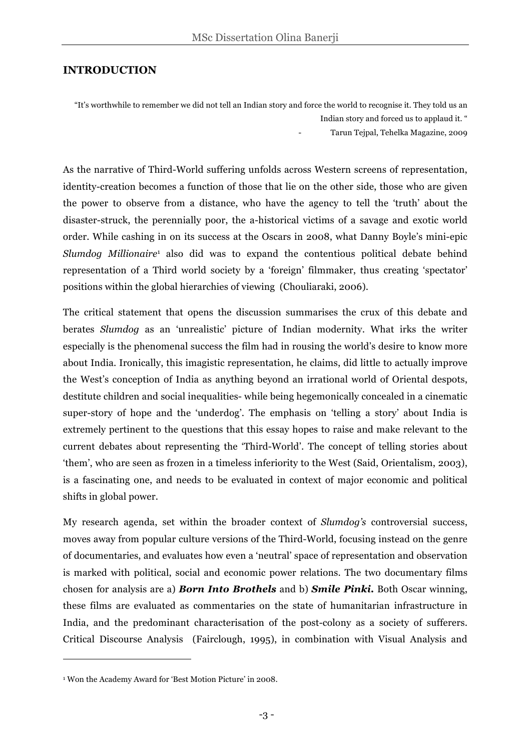## INTRODUCTION

> "It's worthwhile to remember we did not tell an Indian story and force the world to recognise it. They told us an Indian story and forced us to applaud it. "
>
> - Tarun Tejpal, Tehelka Magazine, 2009

As the narrative of Third-World suffering unfolds across Western screens of representation, identity-creation becomes a function of those that lie on the other side, those who are given the power to observe from a distance, who have the agency to tell the 'truth' about the disaster-struck, the perennially poor, the a-historical victims of a savage and exotic world order. While cashing in on its success at the Oscars in 2008, what Danny Boyle's mini-epic *Slumdog Millionaire*[1] also did was to expand the contentious political debate behind representation of a Third world society by a 'foreign' filmmaker, thus creating 'spectator' positions within the global hierarchies of viewing (Chouliaraki, 2006).

The critical statement that opens the discussion summarises the crux of this debate and berates *Slumdog* as an 'unrealistic' picture of Indian modernity. What irks the writer especially is the phenomenal success the film had in rousing the world's desire to know more about India. Ironically, this imagistic representation, he claims, did little to actually improve the West's conception of India as anything beyond an irrational world of Oriental despots, destitute children and social inequalities- while being hegemonically concealed in a cinematic super-story of hope and the 'underdog'. The emphasis on 'telling a story' about India is extremely pertinent to the questions that this essay hopes to raise and make relevant to the current debates about representing the 'Third-World'. The concept of telling stories about 'them', who are seen as frozen in a timeless inferiority to the West (Said, Orientalism, 2003), is a fascinating one, and needs to be evaluated in context of major economic and political shifts in global power.

My research agenda, set within the broader context of *Slumdog's* controversial success, moves away from popular culture versions of the Third-World, focusing instead on the genre of documentaries, and evaluates how even a 'neutral' space of representation and observation is marked with political, social and economic power relations. The two documentary films chosen for analysis are a) ***Born Into Brothels*** and b) ***Smile Pinki.*** Both Oscar winning, these films are evaluated as commentaries on the state of humanitarian infrastructure in India, and the predominant characterisation of the post-colony as a society of sufferers. Critical Discourse Analysis (Fairclough, 1995), in combination with Visual Analysis and

---

[1] Won the Academy Award for 'Best Motion Picture' in 2008.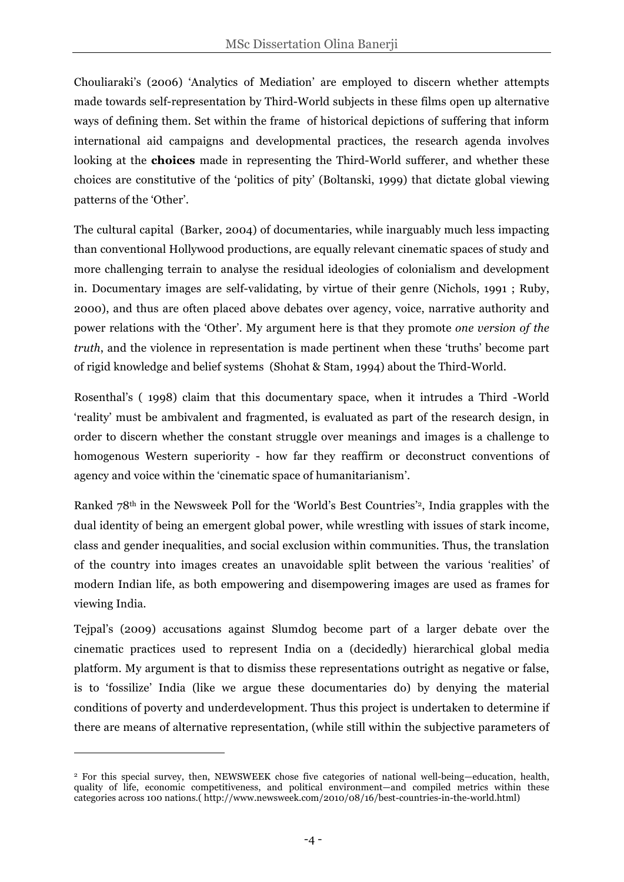Chouliaraki's (2006) 'Analytics of Mediation' are employed to discern whether attempts made towards self-representation by Third-World subjects in these films open up alternative ways of defining them. Set within the frame of historical depictions of suffering that inform international aid campaigns and developmental practices, the research agenda involves looking at the **choices** made in representing the Third-World sufferer, and whether these choices are constitutive of the 'politics of pity' (Boltanski, 1999) that dictate global viewing patterns of the 'Other'.

The cultural capital (Barker, 2004) of documentaries, while inarguably much less impacting than conventional Hollywood productions, are equally relevant cinematic spaces of study and more challenging terrain to analyse the residual ideologies of colonialism and development in. Documentary images are self-validating, by virtue of their genre (Nichols, 1991 ; Ruby, 2000), and thus are often placed above debates over agency, voice, narrative authority and power relations with the 'Other'. My argument here is that they promote *one version of the truth*, and the violence in representation is made pertinent when these 'truths' become part of rigid knowledge and belief systems (Shohat & Stam, 1994) about the Third-World.

Rosenthal's ( 1998) claim that this documentary space, when it intrudes a Third -World 'reality' must be ambivalent and fragmented, is evaluated as part of the research design, in order to discern whether the constant struggle over meanings and images is a challenge to homogenous Western superiority - how far they reaffirm or deconstruct conventions of agency and voice within the 'cinematic space of humanitarianism'.

Ranked 78th in the Newsweek Poll for the 'World's Best Countries'[2], India grapples with the dual identity of being an emergent global power, while wrestling with issues of stark income, class and gender inequalities, and social exclusion within communities. Thus, the translation of the country into images creates an unavoidable split between the various 'realities' of modern Indian life, as both empowering and disempowering images are used as frames for viewing India.

Tejpal's (2009) accusations against Slumdog become part of a larger debate over the cinematic practices used to represent India on a (decidedly) hierarchical global media platform. My argument is that to dismiss these representations outright as negative or false, is to 'fossilize' India (like we argue these documentaries do) by denying the material conditions of poverty and underdevelopment. Thus this project is undertaken to determine if there are means of alternative representation, (while still within the subjective parameters of

[2] For this special survey, then, NEWSWEEK chose five categories of national well-being—education, health, quality of life, economic competitiveness, and political environment—and compiled metrics within these categories across 100 nations.( http://www.newsweek.com/2010/08/16/best-countries-in-the-world.html)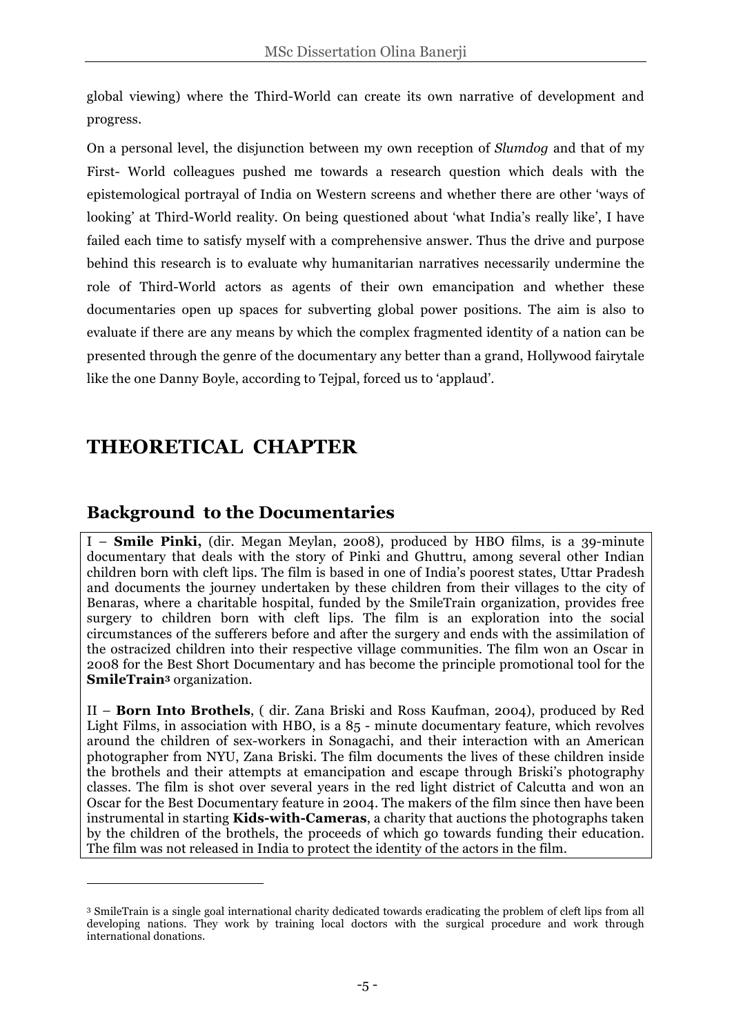global viewing) where the Third-World can create its own narrative of development and progress.

On a personal level, the disjunction between my own reception of *Slumdog* and that of my First- World colleagues pushed me towards a research question which deals with the epistemological portrayal of India on Western screens and whether there are other 'ways of looking' at Third-World reality. On being questioned about 'what India's really like', I have failed each time to satisfy myself with a comprehensive answer. Thus the drive and purpose behind this research is to evaluate why humanitarian narratives necessarily undermine the role of Third-World actors as agents of their own emancipation and whether these documentaries open up spaces for subverting global power positions. The aim is also to evaluate if there are any means by which the complex fragmented identity of a nation can be presented through the genre of the documentary any better than a grand, Hollywood fairytale like the one Danny Boyle, according to Tejpal, forced us to 'applaud'.

# THEORETICAL CHAPTER

## Background to the Documentaries

I – **Smile Pinki,** (dir. Megan Meylan, 2008), produced by HBO films, is a 39-minute documentary that deals with the story of Pinki and Ghuttru, among several other Indian children born with cleft lips. The film is based in one of India's poorest states, Uttar Pradesh and documents the journey undertaken by these children from their villages to the city of Benaras, where a charitable hospital, funded by the SmileTrain organization, provides free surgery to children born with cleft lips. The film is an exploration into the social circumstances of the sufferers before and after the surgery and ends with the assimilation of the ostracized children into their respective village communities. The film won an Oscar in 2008 for the Best Short Documentary and has become the principle promotional tool for the **SmileTrain**[3] organization.

II – **Born Into Brothels**, ( dir. Zana Briski and Ross Kaufman, 2004), produced by Red Light Films, in association with HBO, is a 85 - minute documentary feature, which revolves around the children of sex-workers in Sonagachi, and their interaction with an American photographer from NYU, Zana Briski. The film documents the lives of these children inside the brothels and their attempts at emancipation and escape through Briski's photography classes. The film is shot over several years in the red light district of Calcutta and won an Oscar for the Best Documentary feature in 2004. The makers of the film since then have been instrumental in starting **Kids-with-Cameras**, a charity that auctions the photographs taken by the children of the brothels, the proceeds of which go towards funding their education. The film was not released in India to protect the identity of the actors in the film.

[3] SmileTrain is a single goal international charity dedicated towards eradicating the problem of cleft lips from all developing nations. They work by training local doctors with the surgical procedure and work through international donations.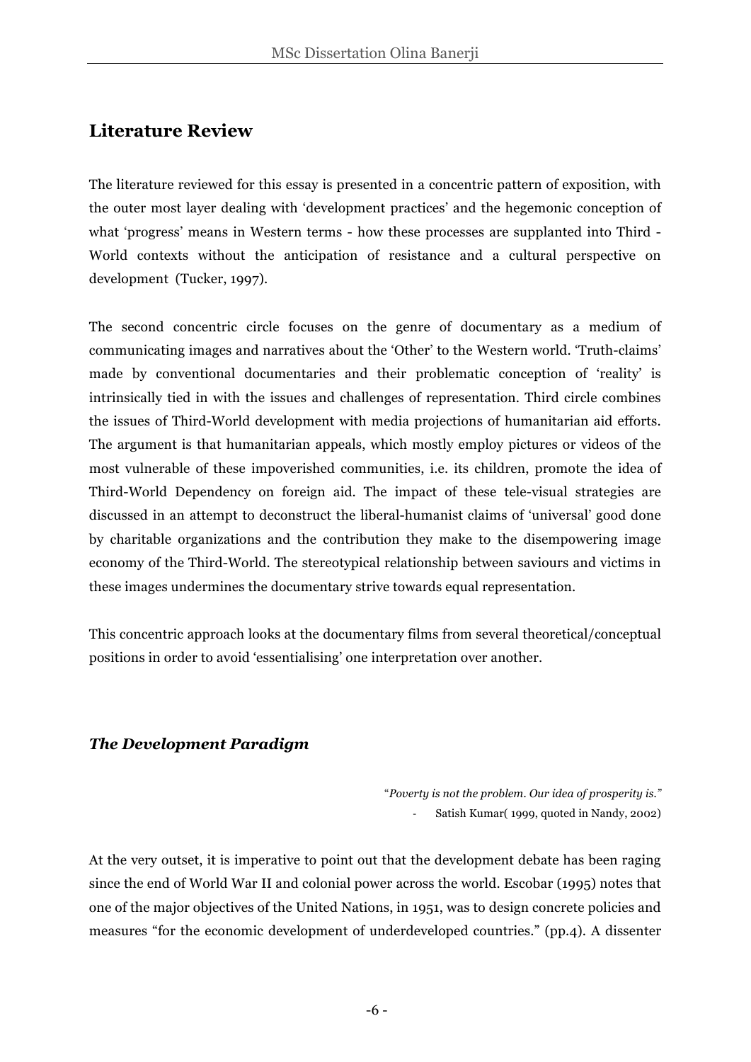## Literature Review

The literature reviewed for this essay is presented in a concentric pattern of exposition, with the outer most layer dealing with 'development practices' and the hegemonic conception of what 'progress' means in Western terms - how these processes are supplanted into Third - World contexts without the anticipation of resistance and a cultural perspective on development (Tucker, 1997).

The second concentric circle focuses on the genre of documentary as a medium of communicating images and narratives about the 'Other' to the Western world. 'Truth-claims' made by conventional documentaries and their problematic conception of 'reality' is intrinsically tied in with the issues and challenges of representation. Third circle combines the issues of Third-World development with media projections of humanitarian aid efforts. The argument is that humanitarian appeals, which mostly employ pictures or videos of the most vulnerable of these impoverished communities, i.e. its children, promote the idea of Third-World Dependency on foreign aid. The impact of these tele-visual strategies are discussed in an attempt to deconstruct the liberal-humanist claims of 'universal' good done by charitable organizations and the contribution they make to the disempowering image economy of the Third-World. The stereotypical relationship between saviours and victims in these images undermines the documentary strive towards equal representation.

This concentric approach looks at the documentary films from several theoretical/conceptual positions in order to avoid 'essentialising' one interpretation over another.

### *The Development Paradigm*

> *"Poverty is not the problem. Our idea of prosperity is."*
>
> - Satish Kumar( 1999, quoted in Nandy, 2002)

At the very outset, it is imperative to point out that the development debate has been raging since the end of World War II and colonial power across the world. Escobar (1995) notes that one of the major objectives of the United Nations, in 1951, was to design concrete policies and measures "for the economic development of underdeveloped countries." (pp.4). A dissenter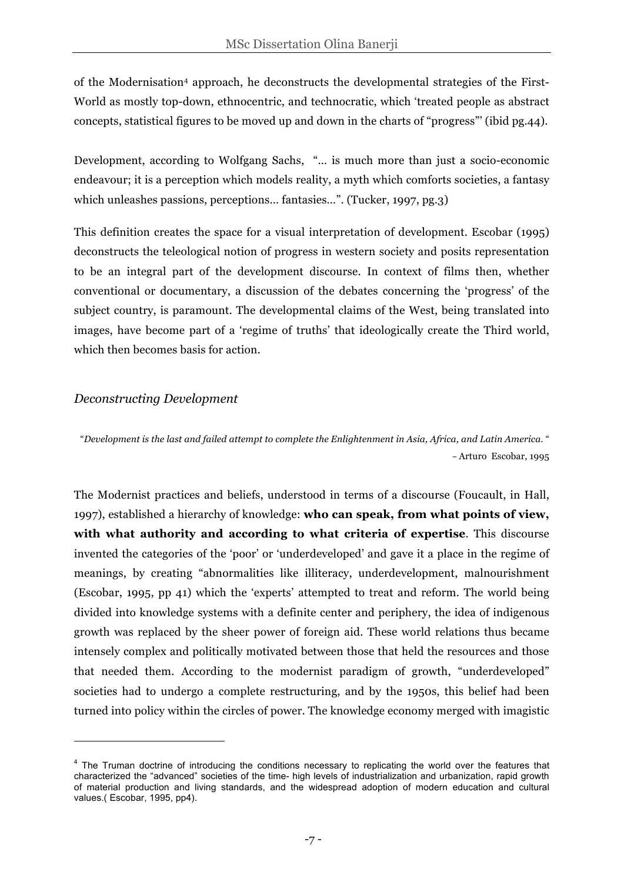of the Modernisation[4] approach, he deconstructs the developmental strategies of the First-World as mostly top-down, ethnocentric, and technocratic, which 'treated people as abstract concepts, statistical figures to be moved up and down in the charts of "progress"' (ibid pg.44).

Development, according to Wolfgang Sachs, "… is much more than just a socio-economic endeavour; it is a perception which models reality, a myth which comforts societies, a fantasy which unleashes passions, perceptions… fantasies…". (Tucker, 1997, pg.3)

This definition creates the space for a visual interpretation of development. Escobar (1995) deconstructs the teleological notion of progress in western society and posits representation to be an integral part of the development discourse. In context of films then, whether conventional or documentary, a discussion of the debates concerning the 'progress' of the subject country, is paramount. The developmental claims of the West, being translated into images, have become part of a 'regime of truths' that ideologically create the Third world, which then becomes basis for action.

### *Deconstructing Development*

> "*Development is the last and failed attempt to complete the Enlightenment in Asia, Africa, and Latin America.*"
> – Arturo Escobar, 1995

The Modernist practices and beliefs, understood in terms of a discourse (Foucault, in Hall, 1997), established a hierarchy of knowledge: **who can speak, from what points of view, with what authority and according to what criteria of expertise**. This discourse invented the categories of the 'poor' or 'underdeveloped' and gave it a place in the regime of meanings, by creating "abnormalities like illiteracy, underdevelopment, malnourishment (Escobar, 1995, pp 41) which the 'experts' attempted to treat and reform. The world being divided into knowledge systems with a definite center and periphery, the idea of indigenous growth was replaced by the sheer power of foreign aid. These world relations thus became intensely complex and politically motivated between those that held the resources and those that needed them. According to the modernist paradigm of growth, "underdeveloped" societies had to undergo a complete restructuring, and by the 1950s, this belief had been turned into policy within the circles of power. The knowledge economy merged with imagistic

---

[4] The Truman doctrine of introducing the conditions necessary to replicating the world over the features that characterized the "advanced" societies of the time- high levels of industrialization and urbanization, rapid growth of material production and living standards, and the widespread adoption of modern education and cultural values.( Escobar, 1995, pp4).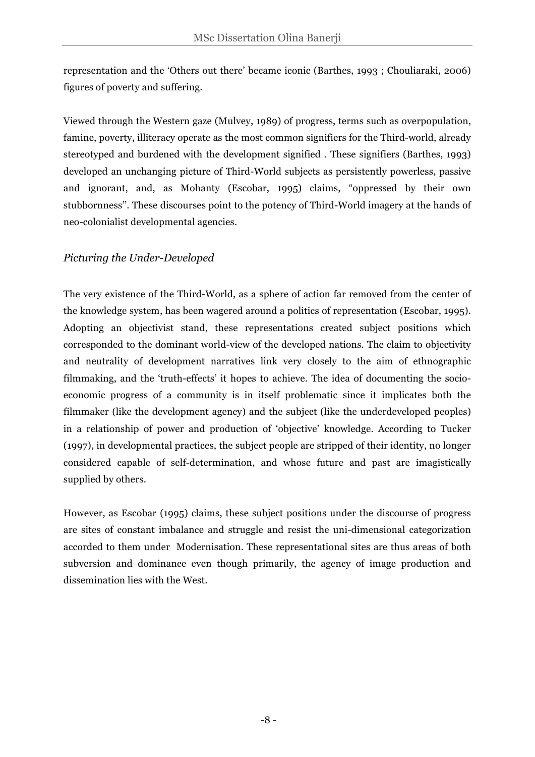representation and the 'Others out there' became iconic (Barthes, 1993 ; Chouliaraki, 2006) figures of poverty and suffering.

Viewed through the Western gaze (Mulvey, 1989) of progress, terms such as overpopulation, famine, poverty, illiteracy operate as the most common signifiers for the Third-world, already stereotyped and burdened with the development signified . These signifiers (Barthes, 1993) developed an unchanging picture of Third-World subjects as persistently powerless, passive and ignorant, and, as Mohanty (Escobar, 1995) claims, "oppressed by their own stubbornness". These discourses point to the potency of Third-World imagery at the hands of neo-colonialist developmental agencies.

### *Picturing the Under-Developed*

The very existence of the Third-World, as a sphere of action far removed from the center of the knowledge system, has been wagered around a politics of representation (Escobar, 1995). Adopting an objectivist stand, these representations created subject positions which corresponded to the dominant world-view of the developed nations. The claim to objectivity and neutrality of development narratives link very closely to the aim of ethnographic filmmaking, and the 'truth-effects' it hopes to achieve. The idea of documenting the socio-economic progress of a community is in itself problematic since it implicates both the filmmaker (like the development agency) and the subject (like the underdeveloped peoples) in a relationship of power and production of 'objective' knowledge. According to Tucker (1997), in developmental practices, the subject people are stripped of their identity, no longer considered capable of self-determination, and whose future and past are imagistically supplied by others.

However, as Escobar (1995) claims, these subject positions under the discourse of progress are sites of constant imbalance and struggle and resist the uni-dimensional categorization accorded to them under Modernisation. These representational sites are thus areas of both subversion and dominance even though primarily, the agency of image production and dissemination lies with the West.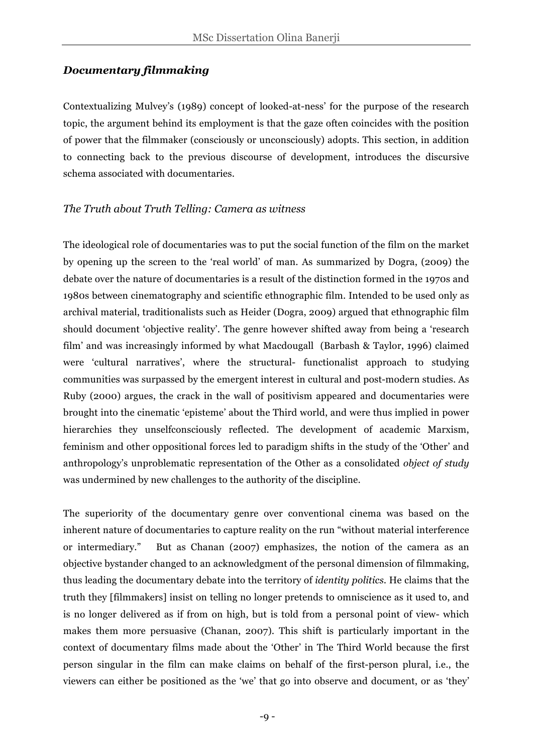## *Documentary filmmaking*

Contextualizing Mulvey's (1989) concept of looked-at-ness' for the purpose of the research topic, the argument behind its employment is that the gaze often coincides with the position of power that the filmmaker (consciously or unconsciously) adopts. This section, in addition to connecting back to the previous discourse of development, introduces the discursive schema associated with documentaries.

### *The Truth about Truth Telling: Camera as witness*

The ideological role of documentaries was to put the social function of the film on the market by opening up the screen to the 'real world' of man. As summarized by Dogra, (2009) the debate over the nature of documentaries is a result of the distinction formed in the 1970s and 1980s between cinematography and scientific ethnographic film. Intended to be used only as archival material, traditionalists such as Heider (Dogra, 2009) argued that ethnographic film should document 'objective reality'. The genre however shifted away from being a 'research film' and was increasingly informed by what Macdougall (Barbash & Taylor, 1996) claimed were 'cultural narratives', where the structural- functionalist approach to studying communities was surpassed by the emergent interest in cultural and post-modern studies. As Ruby (2000) argues, the crack in the wall of positivism appeared and documentaries were brought into the cinematic 'episteme' about the Third world, and were thus implied in power hierarchies they unselfconsciously reflected. The development of academic Marxism, feminism and other oppositional forces led to paradigm shifts in the study of the 'Other' and anthropology's unproblematic representation of the Other as a consolidated *object of study* was undermined by new challenges to the authority of the discipline.

The superiority of the documentary genre over conventional cinema was based on the inherent nature of documentaries to capture reality on the run "without material interference or intermediary." But as Chanan (2007) emphasizes, the notion of the camera as an objective bystander changed to an acknowledgment of the personal dimension of filmmaking, thus leading the documentary debate into the territory of *identity politics*. He claims that the truth they [filmmakers] insist on telling no longer pretends to omniscience as it used to, and is no longer delivered as if from on high, but is told from a personal point of view- which makes them more persuasive (Chanan, 2007). This shift is particularly important in the context of documentary films made about the 'Other' in The Third World because the first person singular in the film can make claims on behalf of the first-person plural, i.e., the viewers can either be positioned as the 'we' that go into observe and document, or as 'they'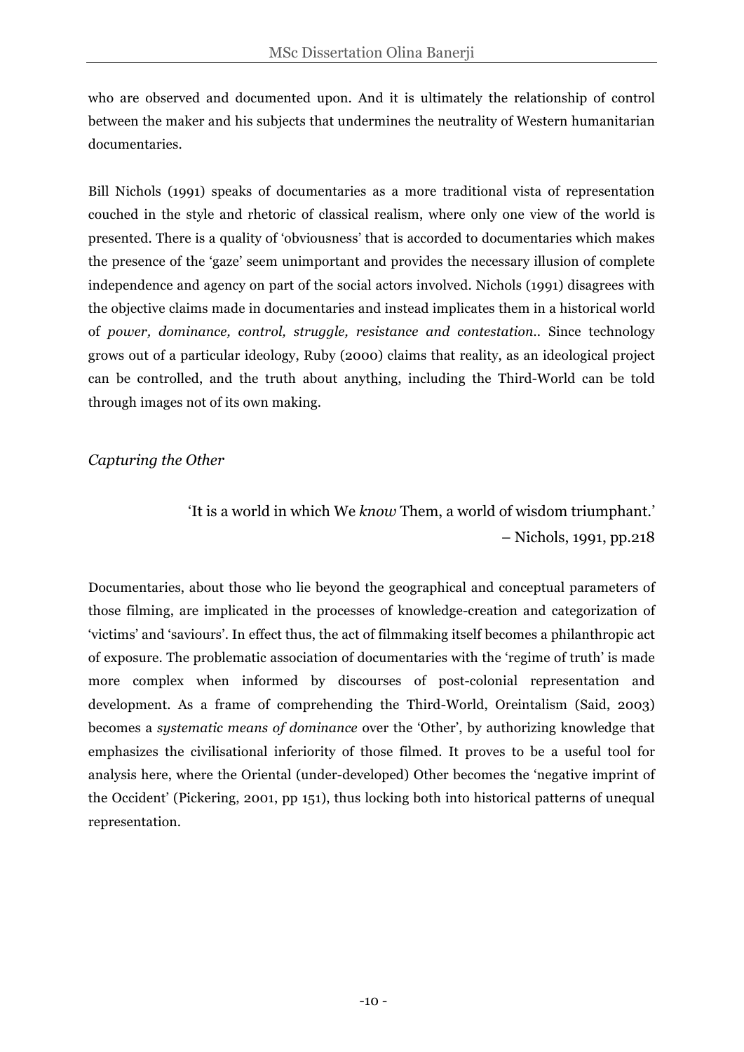who are observed and documented upon. And it is ultimately the relationship of control between the maker and his subjects that undermines the neutrality of Western humanitarian documentaries.

Bill Nichols (1991) speaks of documentaries as a more traditional vista of representation couched in the style and rhetoric of classical realism, where only one view of the world is presented. There is a quality of 'obviousness' that is accorded to documentaries which makes the presence of the 'gaze' seem unimportant and provides the necessary illusion of complete independence and agency on part of the social actors involved. Nichols (1991) disagrees with the objective claims made in documentaries and instead implicates them in a historical world of *power, dominance, control, struggle, resistance and contestation*.. Since technology grows out of a particular ideology, Ruby (2000) claims that reality, as an ideological project can be controlled, and the truth about anything, including the Third-World can be told through images not of its own making.

### *Capturing the Other*

> 'It is a world in which We *know* Them, a world of wisdom triumphant.'
> – Nichols, 1991, pp.218

Documentaries, about those who lie beyond the geographical and conceptual parameters of those filming, are implicated in the processes of knowledge-creation and categorization of 'victims' and 'saviours'. In effect thus, the act of filmmaking itself becomes a philanthropic act of exposure. The problematic association of documentaries with the 'regime of truth' is made more complex when informed by discourses of post-colonial representation and development. As a frame of comprehending the Third-World, Oreintalism (Said, 2003) becomes a *systematic means of dominance* over the 'Other', by authorizing knowledge that emphasizes the civilisational inferiority of those filmed. It proves to be a useful tool for analysis here, where the Oriental (under-developed) Other becomes the 'negative imprint of the Occident' (Pickering, 2001, pp 151), thus locking both into historical patterns of unequal representation.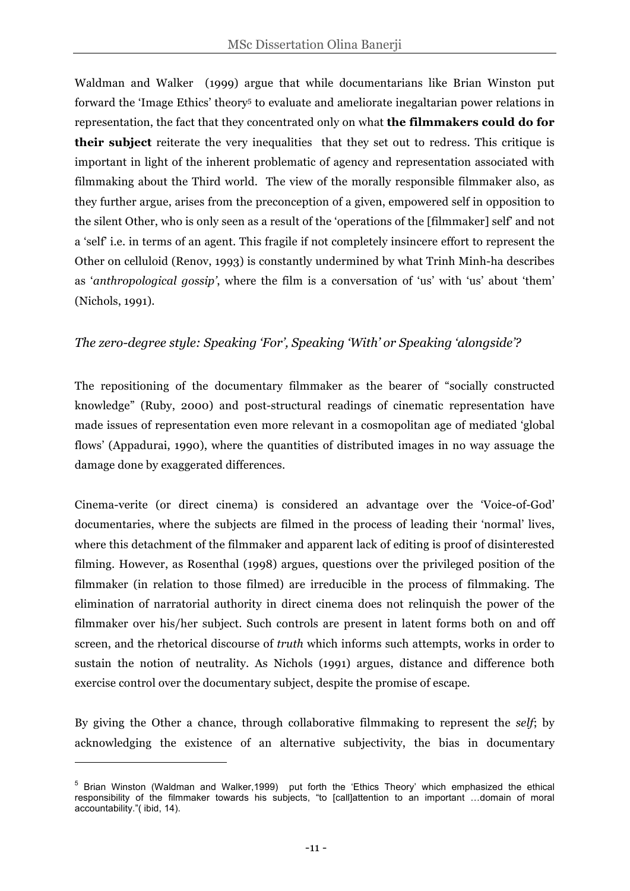Waldman and Walker (1999) argue that while documentarians like Brian Winston put forward the 'Image Ethics' theory[5] to evaluate and ameliorate inegaltarian power relations in representation, the fact that they concentrated only on what **the filmmakers could do for their subject** reiterate the very inequalities that they set out to redress. This critique is important in light of the inherent problematic of agency and representation associated with filmmaking about the Third world. The view of the morally responsible filmmaker also, as they further argue, arises from the preconception of a given, empowered self in opposition to the silent Other, who is only seen as a result of the 'operations of the [filmmaker] self' and not a 'self' i.e. in terms of an agent. This fragile if not completely insincere effort to represent the Other on celluloid (Renov, 1993) is constantly undermined by what Trinh Minh-ha describes as '*anthropological gossip*', where the film is a conversation of 'us' with 'us' about 'them' (Nichols, 1991).

*The zero-degree style: Speaking 'For', Speaking 'With' or Speaking 'alongside'?*

The repositioning of the documentary filmmaker as the bearer of "socially constructed knowledge" (Ruby, 2000) and post-structural readings of cinematic representation have made issues of representation even more relevant in a cosmopolitan age of mediated 'global flows' (Appadurai, 1990), where the quantities of distributed images in no way assuage the damage done by exaggerated differences.

Cinema-verite (or direct cinema) is considered an advantage over the 'Voice-of-God' documentaries, where the subjects are filmed in the process of leading their 'normal' lives, where this detachment of the filmmaker and apparent lack of editing is proof of disinterested filming. However, as Rosenthal (1998) argues, questions over the privileged position of the filmmaker (in relation to those filmed) are irreducible in the process of filmmaking. The elimination of narratorial authority in direct cinema does not relinquish the power of the filmmaker over his/her subject. Such controls are present in latent forms both on and off screen, and the rhetorical discourse of *truth* which informs such attempts, works in order to sustain the notion of neutrality. As Nichols (1991) argues, distance and difference both exercise control over the documentary subject, despite the promise of escape.

By giving the Other a chance, through collaborative filmmaking to represent the *self*; by acknowledging the existence of an alternative subjectivity, the bias in documentary

[5] Brian Winston (Waldman and Walker,1999) put forth the 'Ethics Theory' which emphasized the ethical responsibility of the filmmaker towards his subjects, "to [call]attention to an important …domain of moral accountability."( ibid, 14).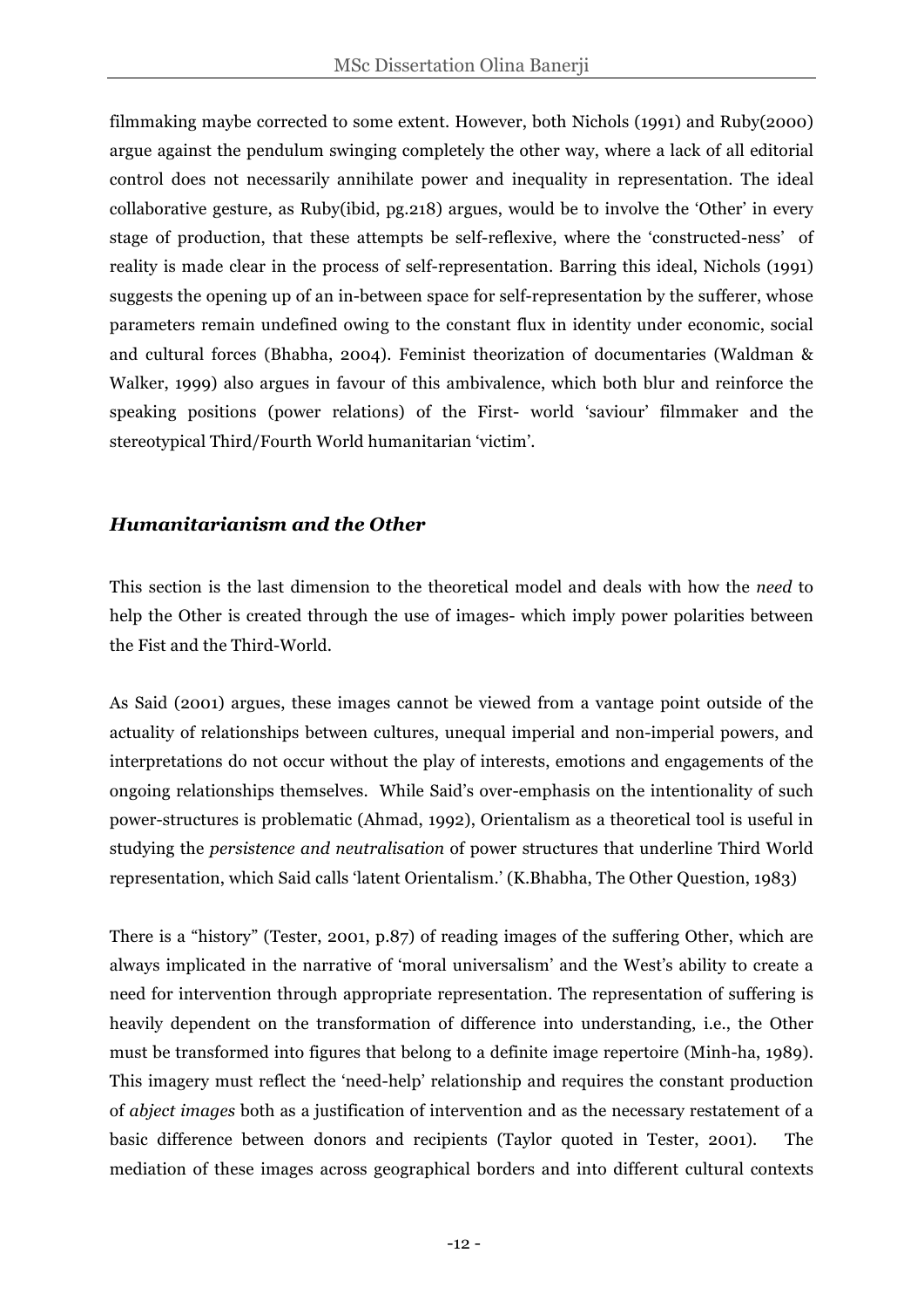filmmaking maybe corrected to some extent. However, both Nichols (1991) and Ruby(2000) argue against the pendulum swinging completely the other way, where a lack of all editorial control does not necessarily annihilate power and inequality in representation. The ideal collaborative gesture, as Ruby(ibid, pg.218) argues, would be to involve the 'Other' in every stage of production, that these attempts be self-reflexive, where the 'constructed-ness' of reality is made clear in the process of self-representation. Barring this ideal, Nichols (1991) suggests the opening up of an in-between space for self-representation by the sufferer, whose parameters remain undefined owing to the constant flux in identity under economic, social and cultural forces (Bhabha, 2004). Feminist theorization of documentaries (Waldman & Walker, 1999) also argues in favour of this ambivalence, which both blur and reinforce the speaking positions (power relations) of the First- world 'saviour' filmmaker and the stereotypical Third/Fourth World humanitarian 'victim'.

## *Humanitarianism and the Other*

This section is the last dimension to the theoretical model and deals with how the *need* to help the Other is created through the use of images- which imply power polarities between the Fist and the Third-World.

As Said (2001) argues, these images cannot be viewed from a vantage point outside of the actuality of relationships between cultures, unequal imperial and non-imperial powers, and interpretations do not occur without the play of interests, emotions and engagements of the ongoing relationships themselves. While Said's over-emphasis on the intentionality of such power-structures is problematic (Ahmad, 1992), Orientalism as a theoretical tool is useful in studying the *persistence and neutralisation* of power structures that underline Third World representation, which Said calls 'latent Orientalism.' (K.Bhabha, The Other Question, 1983)

There is a "history" (Tester, 2001, p.87) of reading images of the suffering Other, which are always implicated in the narrative of 'moral universalism' and the West's ability to create a need for intervention through appropriate representation. The representation of suffering is heavily dependent on the transformation of difference into understanding, i.e., the Other must be transformed into figures that belong to a definite image repertoire (Minh-ha, 1989). This imagery must reflect the 'need-help' relationship and requires the constant production of *abject images* both as a justification of intervention and as the necessary restatement of a basic difference between donors and recipients (Taylor quoted in Tester, 2001). The mediation of these images across geographical borders and into different cultural contexts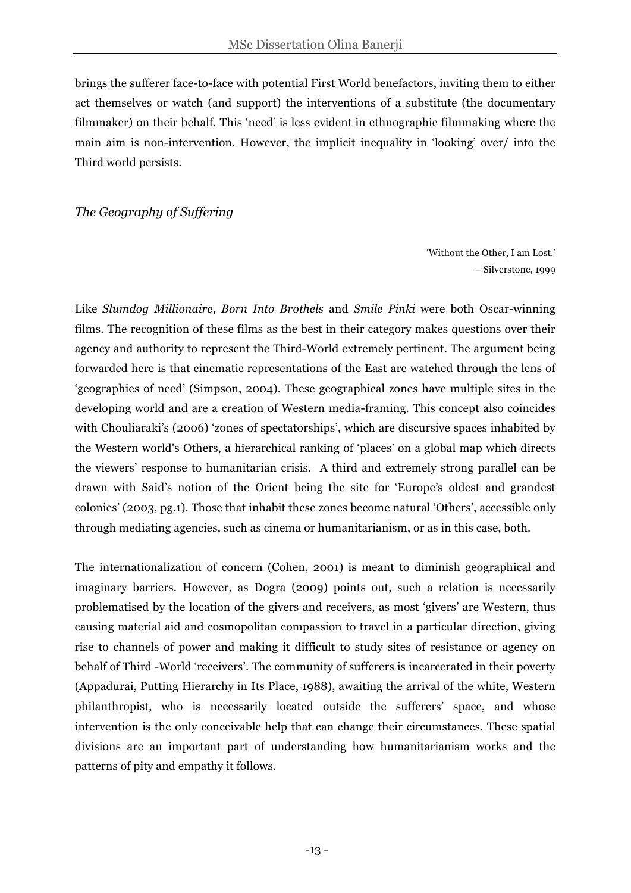brings the sufferer face-to-face with potential First World benefactors, inviting them to either act themselves or watch (and support) the interventions of a substitute (the documentary filmmaker) on their behalf. This 'need' is less evident in ethnographic filmmaking where the main aim is non-intervention. However, the implicit inequality in 'looking' over/ into the Third world persists.

### *The Geography of Suffering*

> 'Without the Other, I am Lost.'
> – Silverstone, 1999

Like *Slumdog Millionaire*, *Born Into Brothels* and *Smile Pinki* were both Oscar-winning films. The recognition of these films as the best in their category makes questions over their agency and authority to represent the Third-World extremely pertinent. The argument being forwarded here is that cinematic representations of the East are watched through the lens of 'geographies of need' (Simpson, 2004). These geographical zones have multiple sites in the developing world and are a creation of Western media-framing. This concept also coincides with Chouliaraki's (2006) 'zones of spectatorships', which are discursive spaces inhabited by the Western world's Others, a hierarchical ranking of 'places' on a global map which directs the viewers' response to humanitarian crisis. A third and extremely strong parallel can be drawn with Said's notion of the Orient being the site for 'Europe's oldest and grandest colonies' (2003, pg.1). Those that inhabit these zones become natural 'Others', accessible only through mediating agencies, such as cinema or humanitarianism, or as in this case, both.

The internationalization of concern (Cohen, 2001) is meant to diminish geographical and imaginary barriers. However, as Dogra (2009) points out, such a relation is necessarily problematised by the location of the givers and receivers, as most 'givers' are Western, thus causing material aid and cosmopolitan compassion to travel in a particular direction, giving rise to channels of power and making it difficult to study sites of resistance or agency on behalf of Third -World 'receivers'. The community of sufferers is incarcerated in their poverty (Appadurai, Putting Hierarchy in Its Place, 1988), awaiting the arrival of the white, Western philanthropist, who is necessarily located outside the sufferers' space, and whose intervention is the only conceivable help that can change their circumstances. These spatial divisions are an important part of understanding how humanitarianism works and the patterns of pity and empathy it follows.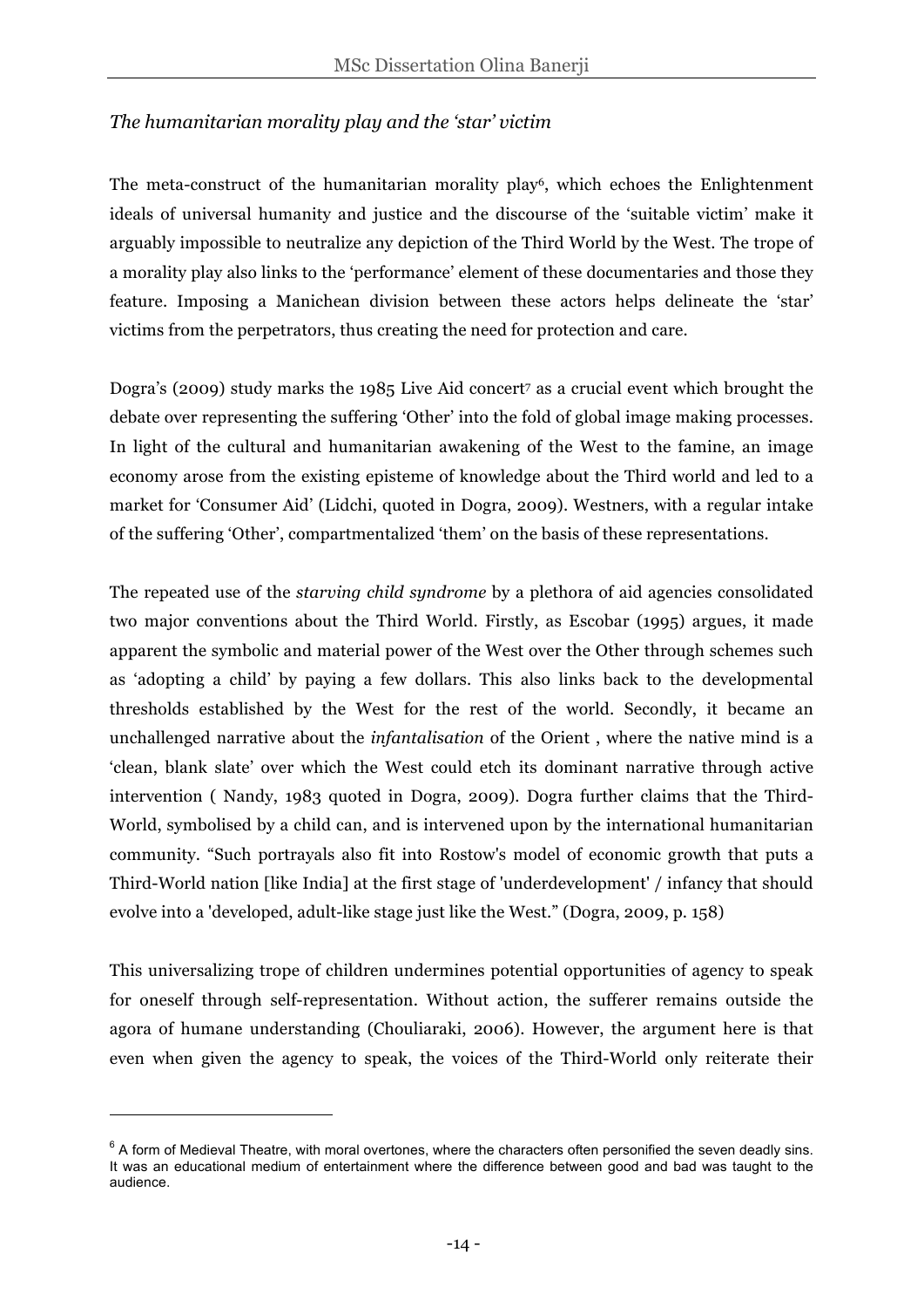*The humanitarian morality play and the 'star' victim*

The meta-construct of the humanitarian morality play[6], which echoes the Enlightenment ideals of universal humanity and justice and the discourse of the 'suitable victim' make it arguably impossible to neutralize any depiction of the Third World by the West. The trope of a morality play also links to the 'performance' element of these documentaries and those they feature. Imposing a Manichean division between these actors helps delineate the 'star' victims from the perpetrators, thus creating the need for protection and care.

Dogra's (2009) study marks the 1985 Live Aid concert[7] as a crucial event which brought the debate over representing the suffering 'Other' into the fold of global image making processes. In light of the cultural and humanitarian awakening of the West to the famine, an image economy arose from the existing episteme of knowledge about the Third world and led to a market for 'Consumer Aid' (Lidchi, quoted in Dogra, 2009). Westners, with a regular intake of the suffering 'Other', compartmentalized 'them' on the basis of these representations.

The repeated use of the *starving child syndrome* by a plethora of aid agencies consolidated two major conventions about the Third World. Firstly, as Escobar (1995) argues, it made apparent the symbolic and material power of the West over the Other through schemes such as 'adopting a child' by paying a few dollars. This also links back to the developmental thresholds established by the West for the rest of the world. Secondly, it became an unchallenged narrative about the *infantalisation* of the Orient , where the native mind is a 'clean, blank slate' over which the West could etch its dominant narrative through active intervention ( Nandy, 1983 quoted in Dogra, 2009). Dogra further claims that the Third-World, symbolised by a child can, and is intervened upon by the international humanitarian community. "Such portrayals also fit into Rostow's model of economic growth that puts a Third-World nation [like India] at the first stage of 'underdevelopment' / infancy that should evolve into a 'developed, adult-like stage just like the West." (Dogra, 2009, p. 158)

This universalizing trope of children undermines potential opportunities of agency to speak for oneself through self-representation. Without action, the sufferer remains outside the agora of humane understanding (Chouliaraki, 2006). However, the argument here is that even when given the agency to speak, the voices of the Third-World only reiterate their

---

[6] A form of Medieval Theatre, with moral overtones, where the characters often personified the seven deadly sins. It was an educational medium of entertainment where the difference between good and bad was taught to the audience.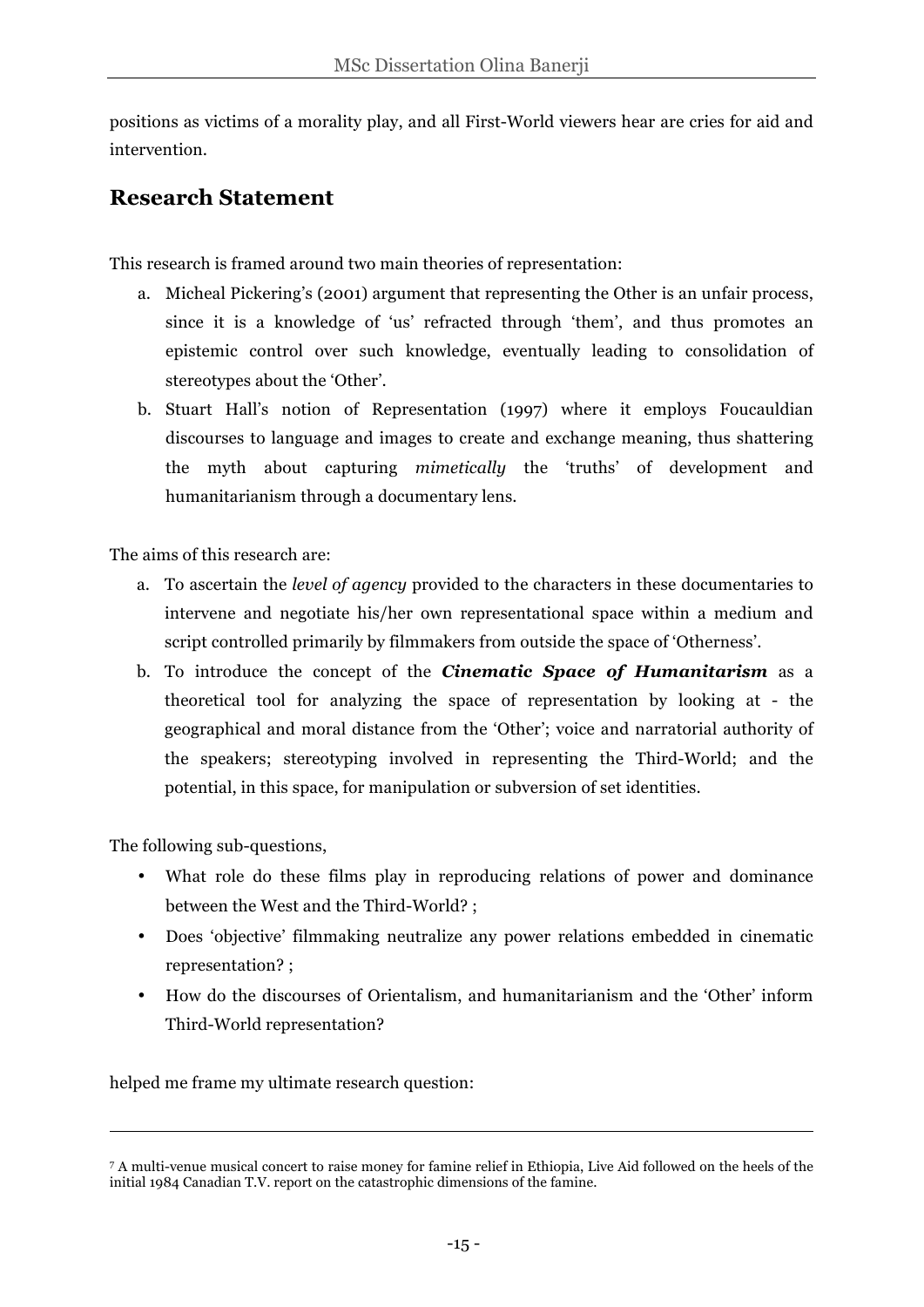positions as victims of a morality play, and all First-World viewers hear are cries for aid and intervention.

## Research Statement

This research is framed around two main theories of representation:

a. Micheal Pickering's (2001) argument that representing the Other is an unfair process, since it is a knowledge of 'us' refracted through 'them', and thus promotes an epistemic control over such knowledge, eventually leading to consolidation of stereotypes about the 'Other'.
b. Stuart Hall's notion of Representation (1997) where it employs Foucauldian discourses to language and images to create and exchange meaning, thus shattering the myth about capturing *mimetically* the 'truths' of development and humanitarianism through a documentary lens.

The aims of this research are:

a. To ascertain the *level of agency* provided to the characters in these documentaries to intervene and negotiate his/her own representational space within a medium and script controlled primarily by filmmakers from outside the space of 'Otherness'.
b. To introduce the concept of the ***Cinematic Space of Humanitarism*** as a theoretical tool for analyzing the space of representation by looking at - the geographical and moral distance from the 'Other'; voice and narratorial authority of the speakers; stereotyping involved in representing the Third-World; and the potential, in this space, for manipulation or subversion of set identities.

The following sub-questions,

- What role do these films play in reproducing relations of power and dominance between the West and the Third-World? ;
- Does 'objective' filmmaking neutralize any power relations embedded in cinematic representation? ;
- How do the discourses of Orientalism, and humanitarianism and the 'Other' inform Third-World representation?

helped me frame my ultimate research question:

---

[7] A multi-venue musical concert to raise money for famine relief in Ethiopia, Live Aid followed on the heels of the initial 1984 Canadian T.V. report on the catastrophic dimensions of the famine.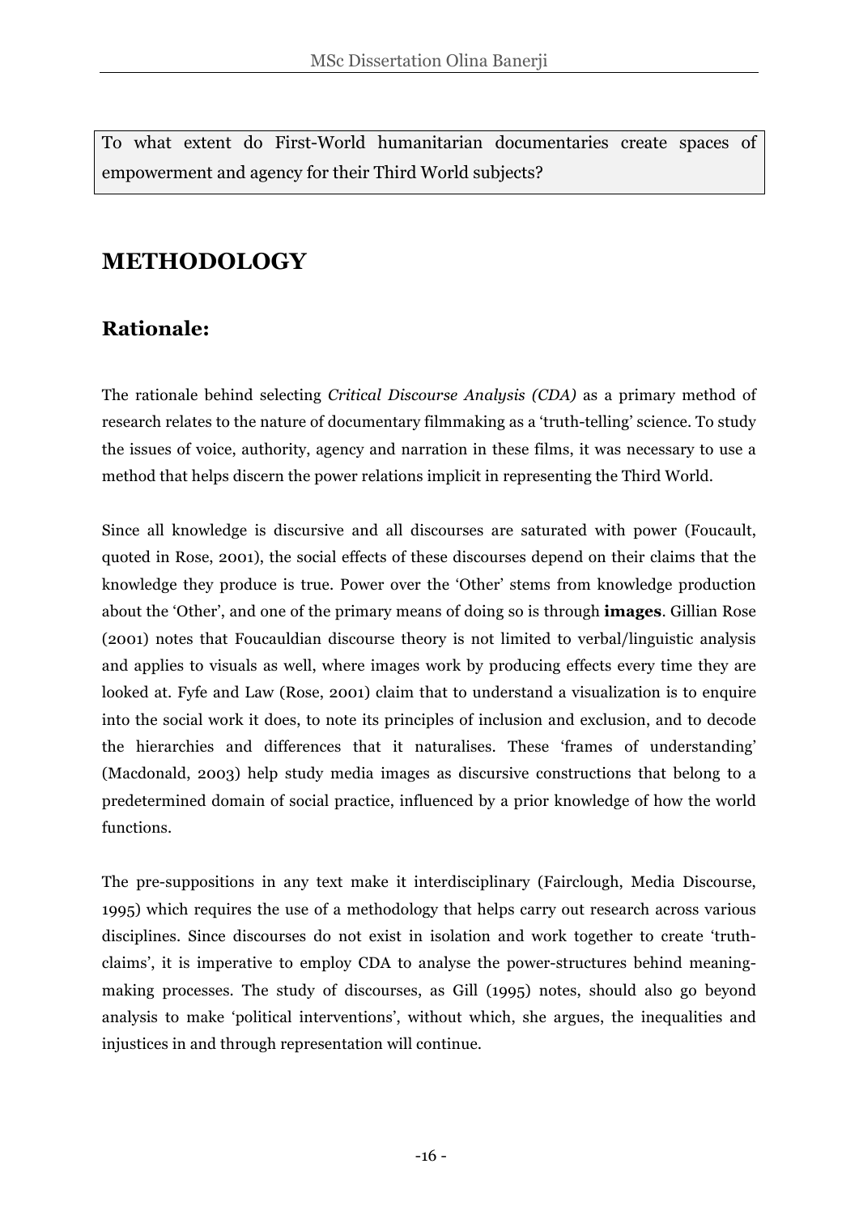To what extent do First-World humanitarian documentaries create spaces of empowerment and agency for their Third World subjects?

# METHODOLOGY

## Rationale:

The rationale behind selecting *Critical Discourse Analysis (CDA)* as a primary method of research relates to the nature of documentary filmmaking as a 'truth-telling' science. To study the issues of voice, authority, agency and narration in these films, it was necessary to use a method that helps discern the power relations implicit in representing the Third World.

Since all knowledge is discursive and all discourses are saturated with power (Foucault, quoted in Rose, 2001), the social effects of these discourses depend on their claims that the knowledge they produce is true. Power over the 'Other' stems from knowledge production about the 'Other', and one of the primary means of doing so is through **images**. Gillian Rose (2001) notes that Foucauldian discourse theory is not limited to verbal/linguistic analysis and applies to visuals as well, where images work by producing effects every time they are looked at. Fyfe and Law (Rose, 2001) claim that to understand a visualization is to enquire into the social work it does, to note its principles of inclusion and exclusion, and to decode the hierarchies and differences that it naturalises. These 'frames of understanding' (Macdonald, 2003) help study media images as discursive constructions that belong to a predetermined domain of social practice, influenced by a prior knowledge of how the world functions.

The pre-suppositions in any text make it interdisciplinary (Fairclough, Media Discourse, 1995) which requires the use of a methodology that helps carry out research across various disciplines. Since discourses do not exist in isolation and work together to create 'truth-claims', it is imperative to employ CDA to analyse the power-structures behind meaning-making processes. The study of discourses, as Gill (1995) notes, should also go beyond analysis to make 'political interventions', without which, she argues, the inequalities and injustices in and through representation will continue.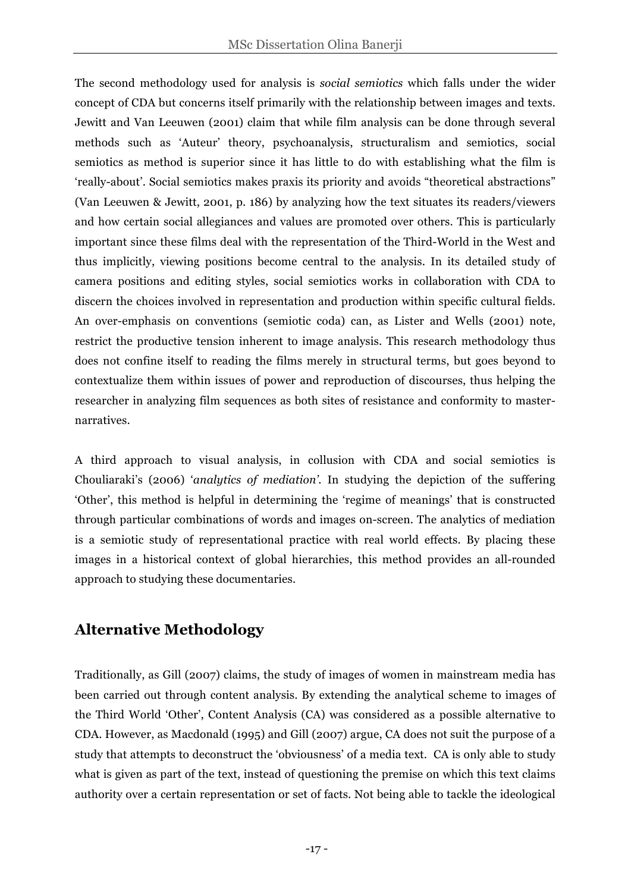The second methodology used for analysis is *social semiotics* which falls under the wider concept of CDA but concerns itself primarily with the relationship between images and texts. Jewitt and Van Leeuwen (2001) claim that while film analysis can be done through several methods such as 'Auteur' theory, psychoanalysis, structuralism and semiotics, social semiotics as method is superior since it has little to do with establishing what the film is 'really-about'. Social semiotics makes praxis its priority and avoids "theoretical abstractions" (Van Leeuwen & Jewitt, 2001, p. 186) by analyzing how the text situates its readers/viewers and how certain social allegiances and values are promoted over others. This is particularly important since these films deal with the representation of the Third-World in the West and thus implicitly, viewing positions become central to the analysis. In its detailed study of camera positions and editing styles, social semiotics works in collaboration with CDA to discern the choices involved in representation and production within specific cultural fields. An over-emphasis on conventions (semiotic coda) can, as Lister and Wells (2001) note, restrict the productive tension inherent to image analysis. This research methodology thus does not confine itself to reading the films merely in structural terms, but goes beyond to contextualize them within issues of power and reproduction of discourses, thus helping the researcher in analyzing film sequences as both sites of resistance and conformity to master-narratives.

A third approach to visual analysis, in collusion with CDA and social semiotics is Chouliaraki's (2006) '*analytics of mediation*'. In studying the depiction of the suffering 'Other', this method is helpful in determining the 'regime of meanings' that is constructed through particular combinations of words and images on-screen. The analytics of mediation is a semiotic study of representational practice with real world effects. By placing these images in a historical context of global hierarchies, this method provides an all-rounded approach to studying these documentaries.

## Alternative Methodology

Traditionally, as Gill (2007) claims, the study of images of women in mainstream media has been carried out through content analysis. By extending the analytical scheme to images of the Third World 'Other', Content Analysis (CA) was considered as a possible alternative to CDA. However, as Macdonald (1995) and Gill (2007) argue, CA does not suit the purpose of a study that attempts to deconstruct the 'obviousness' of a media text. CA is only able to study what is given as part of the text, instead of questioning the premise on which this text claims authority over a certain representation or set of facts. Not being able to tackle the ideological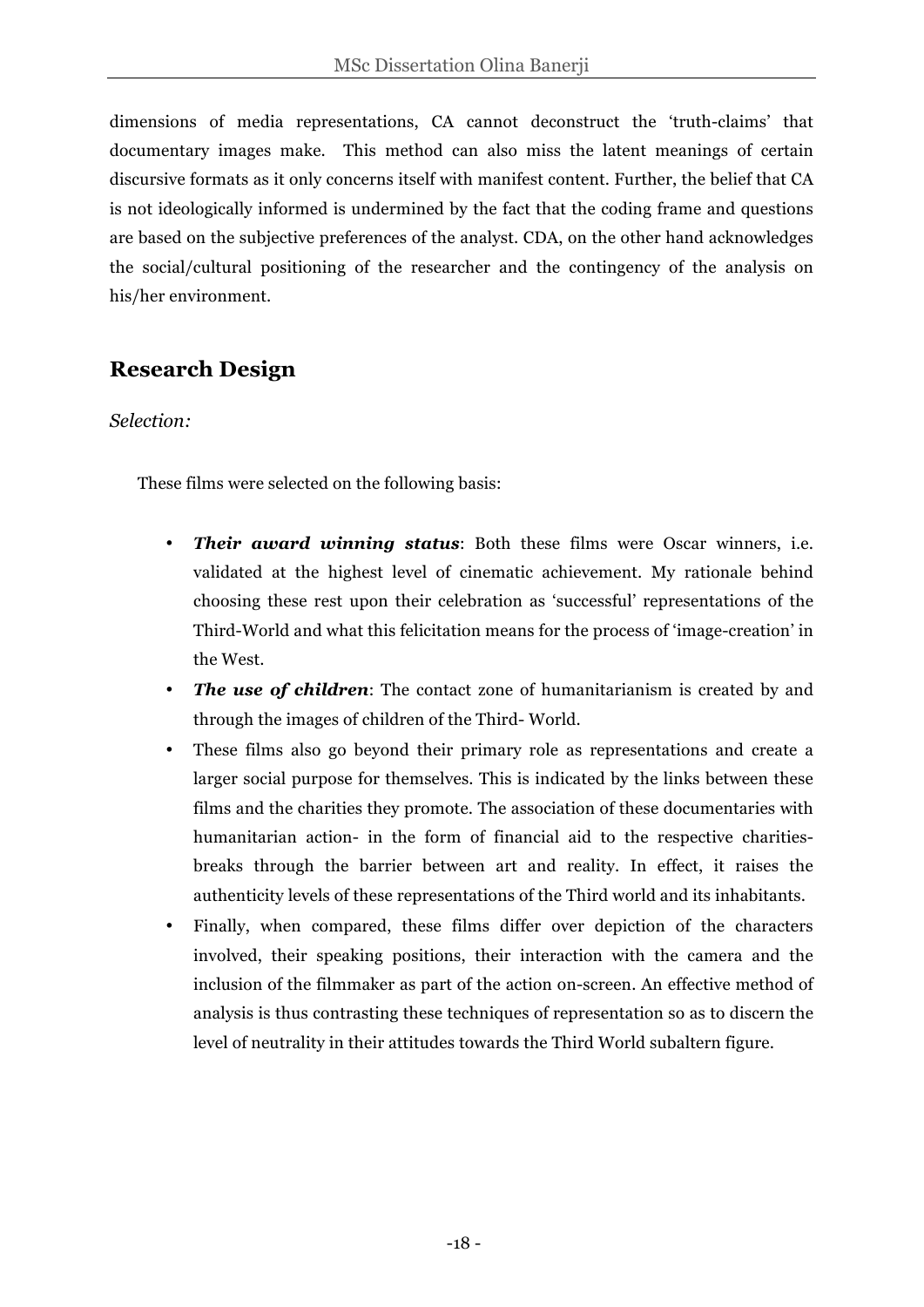dimensions of media representations, CA cannot deconstruct the 'truth-claims' that documentary images make. This method can also miss the latent meanings of certain discursive formats as it only concerns itself with manifest content. Further, the belief that CA is not ideologically informed is undermined by the fact that the coding frame and questions are based on the subjective preferences of the analyst. CDA, on the other hand acknowledges the social/cultural positioning of the researcher and the contingency of the analysis on his/her environment.

## Research Design

*Selection:*

These films were selected on the following basis:

- ***Their award winning status***: Both these films were Oscar winners, i.e. validated at the highest level of cinematic achievement. My rationale behind choosing these rest upon their celebration as 'successful' representations of the Third-World and what this felicitation means for the process of 'image-creation' in the West.
- ***The use of children***: The contact zone of humanitarianism is created by and through the images of children of the Third- World.
- These films also go beyond their primary role as representations and create a larger social purpose for themselves. This is indicated by the links between these films and the charities they promote. The association of these documentaries with humanitarian action- in the form of financial aid to the respective charities- breaks through the barrier between art and reality. In effect, it raises the authenticity levels of these representations of the Third world and its inhabitants.
- Finally, when compared, these films differ over depiction of the characters involved, their speaking positions, their interaction with the camera and the inclusion of the filmmaker as part of the action on-screen. An effective method of analysis is thus contrasting these techniques of representation so as to discern the level of neutrality in their attitudes towards the Third World subaltern figure.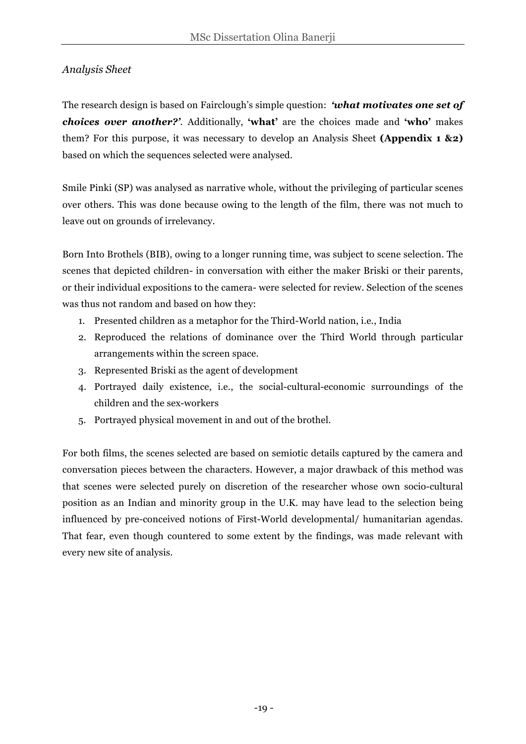*Analysis Sheet*

The research design is based on Fairclough's simple question: ***'what motivates one set of choices over another?'***. Additionally, **'what'** are the choices made and **'who'** makes them? For this purpose, it was necessary to develop an Analysis Sheet **(Appendix 1 &2)** based on which the sequences selected were analysed.

Smile Pinki (SP) was analysed as narrative whole, without the privileging of particular scenes over others. This was done because owing to the length of the film, there was not much to leave out on grounds of irrelevancy.

Born Into Brothels (BIB), owing to a longer running time, was subject to scene selection. The scenes that depicted children- in conversation with either the maker Briski or their parents, or their individual expositions to the camera- were selected for review. Selection of the scenes was thus not random and based on how they:

1. Presented children as a metaphor for the Third-World nation, i.e., India
2. Reproduced the relations of dominance over the Third World through particular arrangements within the screen space.
3. Represented Briski as the agent of development
4. Portrayed daily existence, i.e., the social-cultural-economic surroundings of the children and the sex-workers
5. Portrayed physical movement in and out of the brothel.

For both films, the scenes selected are based on semiotic details captured by the camera and conversation pieces between the characters. However, a major drawback of this method was that scenes were selected purely on discretion of the researcher whose own socio-cultural position as an Indian and minority group in the U.K. may have lead to the selection being influenced by pre-conceived notions of First-World developmental/ humanitarian agendas. That fear, even though countered to some extent by the findings, was made relevant with every new site of analysis.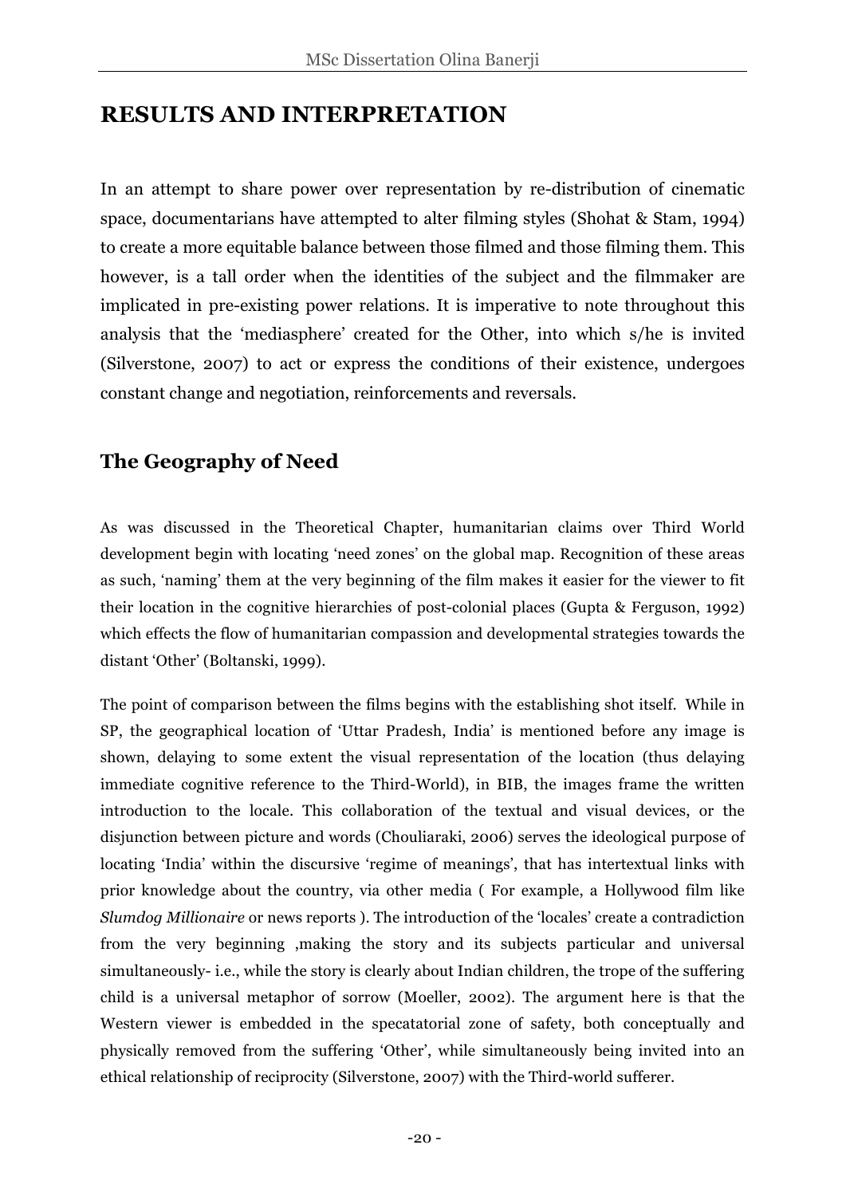# RESULTS AND INTERPRETATION

In an attempt to share power over representation by re-distribution of cinematic space, documentarians have attempted to alter filming styles (Shohat & Stam, 1994) to create a more equitable balance between those filmed and those filming them. This however, is a tall order when the identities of the subject and the filmmaker are implicated in pre-existing power relations. It is imperative to note throughout this analysis that the 'mediasphere' created for the Other, into which s/he is invited (Silverstone, 2007) to act or express the conditions of their existence, undergoes constant change and negotiation, reinforcements and reversals.

## The Geography of Need

As was discussed in the Theoretical Chapter, humanitarian claims over Third World development begin with locating 'need zones' on the global map. Recognition of these areas as such, 'naming' them at the very beginning of the film makes it easier for the viewer to fit their location in the cognitive hierarchies of post-colonial places (Gupta & Ferguson, 1992) which effects the flow of humanitarian compassion and developmental strategies towards the distant 'Other' (Boltanski, 1999).

The point of comparison between the films begins with the establishing shot itself. While in SP, the geographical location of 'Uttar Pradesh, India' is mentioned before any image is shown, delaying to some extent the visual representation of the location (thus delaying immediate cognitive reference to the Third-World), in BIB, the images frame the written introduction to the locale. This collaboration of the textual and visual devices, or the disjunction between picture and words (Chouliaraki, 2006) serves the ideological purpose of locating 'India' within the discursive 'regime of meanings', that has intertextual links with prior knowledge about the country, via other media ( For example, a Hollywood film like *Slumdog Millionaire* or news reports ). The introduction of the 'locales' create a contradiction from the very beginning ,making the story and its subjects particular and universal simultaneously- i.e., while the story is clearly about Indian children, the trope of the suffering child is a universal metaphor of sorrow (Moeller, 2002). The argument here is that the Western viewer is embedded in the specatatorial zone of safety, both conceptually and physically removed from the suffering 'Other', while simultaneously being invited into an ethical relationship of reciprocity (Silverstone, 2007) with the Third-world sufferer.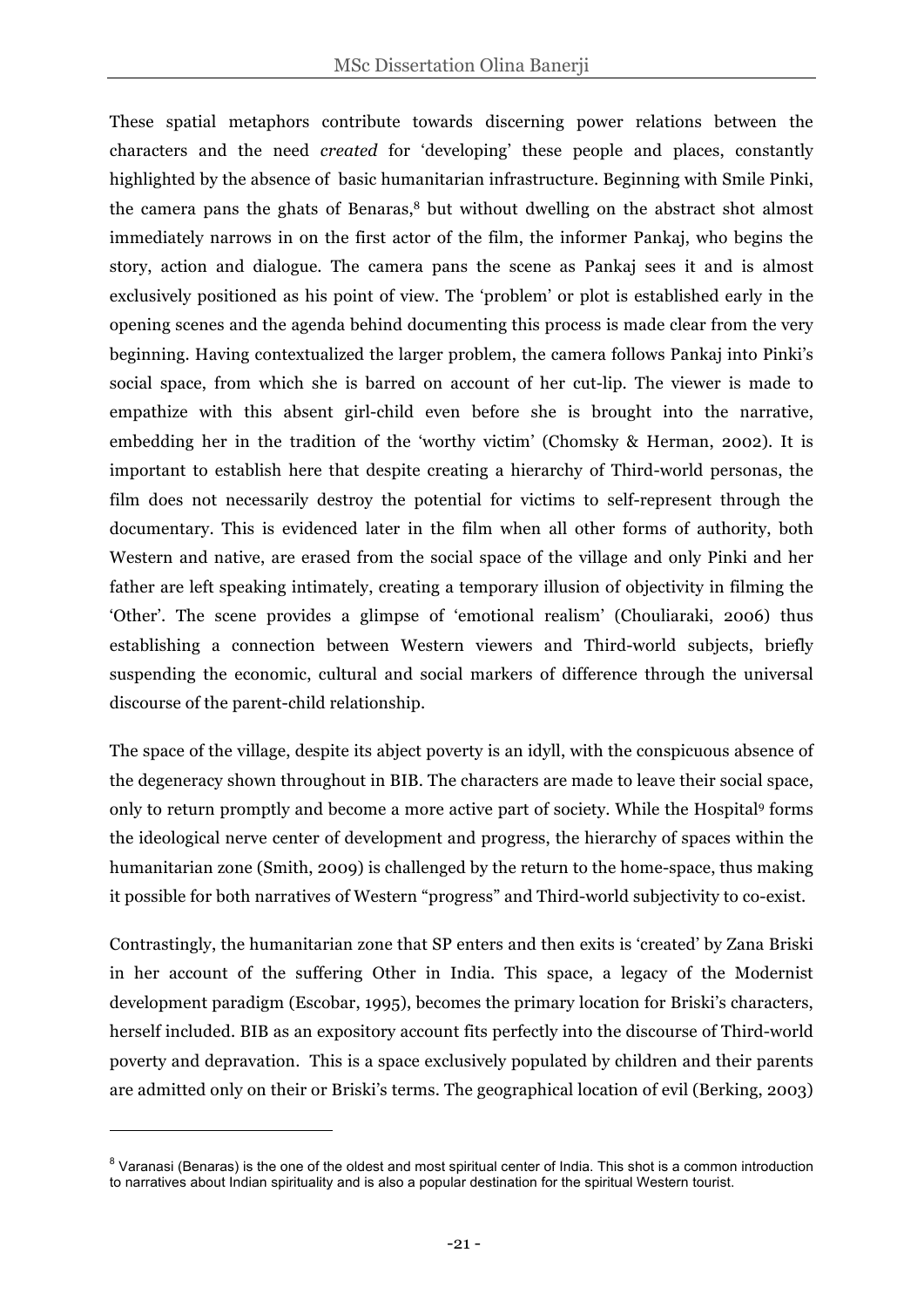These spatial metaphors contribute towards discerning power relations between the characters and the need *created* for 'developing' these people and places, constantly highlighted by the absence of basic humanitarian infrastructure. Beginning with Smile Pinki, the camera pans the ghats of Benaras,[8] but without dwelling on the abstract shot almost immediately narrows in on the first actor of the film, the informer Pankaj, who begins the story, action and dialogue. The camera pans the scene as Pankaj sees it and is almost exclusively positioned as his point of view. The 'problem' or plot is established early in the opening scenes and the agenda behind documenting this process is made clear from the very beginning. Having contextualized the larger problem, the camera follows Pankaj into Pinki's social space, from which she is barred on account of her cut-lip. The viewer is made to empathize with this absent girl-child even before she is brought into the narrative, embedding her in the tradition of the 'worthy victim' (Chomsky & Herman, 2002). It is important to establish here that despite creating a hierarchy of Third-world personas, the film does not necessarily destroy the potential for victims to self-represent through the documentary. This is evidenced later in the film when all other forms of authority, both Western and native, are erased from the social space of the village and only Pinki and her father are left speaking intimately, creating a temporary illusion of objectivity in filming the 'Other'. The scene provides a glimpse of 'emotional realism' (Chouliaraki, 2006) thus establishing a connection between Western viewers and Third-world subjects, briefly suspending the economic, cultural and social markers of difference through the universal discourse of the parent-child relationship.

The space of the village, despite its abject poverty is an idyll, with the conspicuous absence of the degeneracy shown throughout in BIB. The characters are made to leave their social space, only to return promptly and become a more active part of society. While the Hospital[9] forms the ideological nerve center of development and progress, the hierarchy of spaces within the humanitarian zone (Smith, 2009) is challenged by the return to the home-space, thus making it possible for both narratives of Western "progress" and Third-world subjectivity to co-exist.

Contrastingly, the humanitarian zone that SP enters and then exits is 'created' by Zana Briski in her account of the suffering Other in India. This space, a legacy of the Modernist development paradigm (Escobar, 1995), becomes the primary location for Briski's characters, herself included. BIB as an expository account fits perfectly into the discourse of Third-world poverty and depravation. This is a space exclusively populated by children and their parents are admitted only on their or Briski's terms. The geographical location of evil (Berking, 2003)

---

[8] Varanasi (Benaras) is the one of the oldest and most spiritual center of India. This shot is a common introduction to narratives about Indian spirituality and is also a popular destination for the spiritual Western tourist.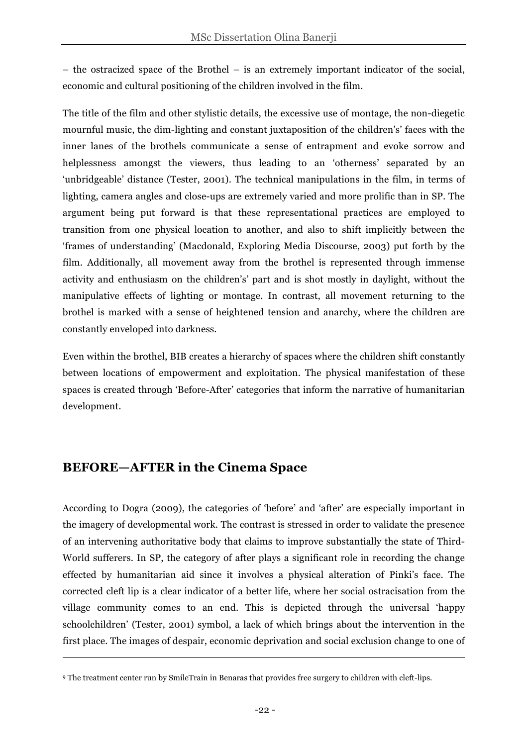– the ostracized space of the Brothel – is an extremely important indicator of the social, economic and cultural positioning of the children involved in the film.

The title of the film and other stylistic details, the excessive use of montage, the non-diegetic mournful music, the dim-lighting and constant juxtaposition of the children's' faces with the inner lanes of the brothels communicate a sense of entrapment and evoke sorrow and helplessness amongst the viewers, thus leading to an 'otherness' separated by an 'unbridgeable' distance (Tester, 2001). The technical manipulations in the film, in terms of lighting, camera angles and close-ups are extremely varied and more prolific than in SP. The argument being put forward is that these representational practices are employed to transition from one physical location to another, and also to shift implicitly between the 'frames of understanding' (Macdonald, Exploring Media Discourse, 2003) put forth by the film. Additionally, all movement away from the brothel is represented through immense activity and enthusiasm on the children's' part and is shot mostly in daylight, without the manipulative effects of lighting or montage. In contrast, all movement returning to the brothel is marked with a sense of heightened tension and anarchy, where the children are constantly enveloped into darkness.

Even within the brothel, BIB creates a hierarchy of spaces where the children shift constantly between locations of empowerment and exploitation. The physical manifestation of these spaces is created through 'Before-After' categories that inform the narrative of humanitarian development.

## BEFORE—AFTER in the Cinema Space

According to Dogra (2009), the categories of 'before' and 'after' are especially important in the imagery of developmental work. The contrast is stressed in order to validate the presence of an intervening authoritative body that claims to improve substantially the state of Third-World sufferers. In SP, the category of after plays a significant role in recording the change effected by humanitarian aid since it involves a physical alteration of Pinki's face. The corrected cleft lip is a clear indicator of a better life, where her social ostracisation from the village community comes to an end. This is depicted through the universal 'happy schoolchildren' (Tester, 2001) symbol, a lack of which brings about the intervention in the first place. The images of despair, economic deprivation and social exclusion change to one of

[9] The treatment center run by SmileTrain in Benaras that provides free surgery to children with cleft-lips.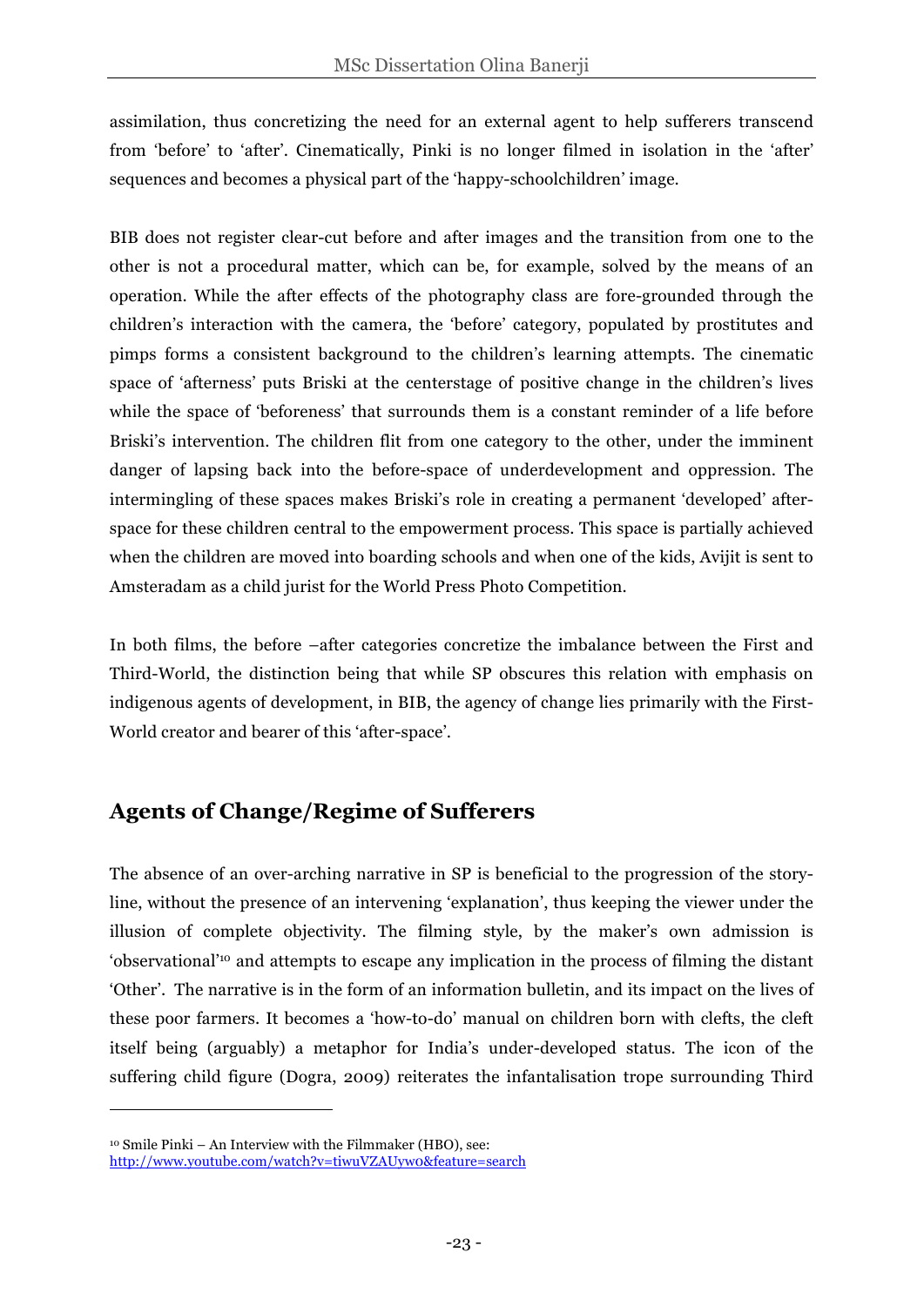assimilation, thus concretizing the need for an external agent to help sufferers transcend from 'before' to 'after'. Cinematically, Pinki is no longer filmed in isolation in the 'after' sequences and becomes a physical part of the 'happy-schoolchildren' image.

BIB does not register clear-cut before and after images and the transition from one to the other is not a procedural matter, which can be, for example, solved by the means of an operation. While the after effects of the photography class are fore-grounded through the children's interaction with the camera, the 'before' category, populated by prostitutes and pimps forms a consistent background to the children's learning attempts. The cinematic space of 'afterness' puts Briski at the centerstage of positive change in the children's lives while the space of 'beforeness' that surrounds them is a constant reminder of a life before Briski's intervention. The children flit from one category to the other, under the imminent danger of lapsing back into the before-space of underdevelopment and oppression. The intermingling of these spaces makes Briski's role in creating a permanent 'developed' after-space for these children central to the empowerment process. This space is partially achieved when the children are moved into boarding schools and when one of the kids, Avijit is sent to Amsteradam as a child jurist for the World Press Photo Competition.

In both films, the before –after categories concretize the imbalance between the First and Third-World, the distinction being that while SP obscures this relation with emphasis on indigenous agents of development, in BIB, the agency of change lies primarily with the First-World creator and bearer of this 'after-space'.

## Agents of Change/Regime of Sufferers

The absence of an over-arching narrative in SP is beneficial to the progression of the story-line, without the presence of an intervening 'explanation', thus keeping the viewer under the illusion of complete objectivity. The filming style, by the maker's own admission is 'observational'[10] and attempts to escape any implication in the process of filming the distant 'Other'. The narrative is in the form of an information bulletin, and its impact on the lives of these poor farmers. It becomes a 'how-to-do' manual on children born with clefts, the cleft itself being (arguably) a metaphor for India's under-developed status. The icon of the suffering child figure (Dogra, 2009) reiterates the infantalisation trope surrounding Third

[10] Smile Pinki – An Interview with the Filmmaker (HBO), see: http://www.youtube.com/watch?v=tiwuVZAUywo&feature=search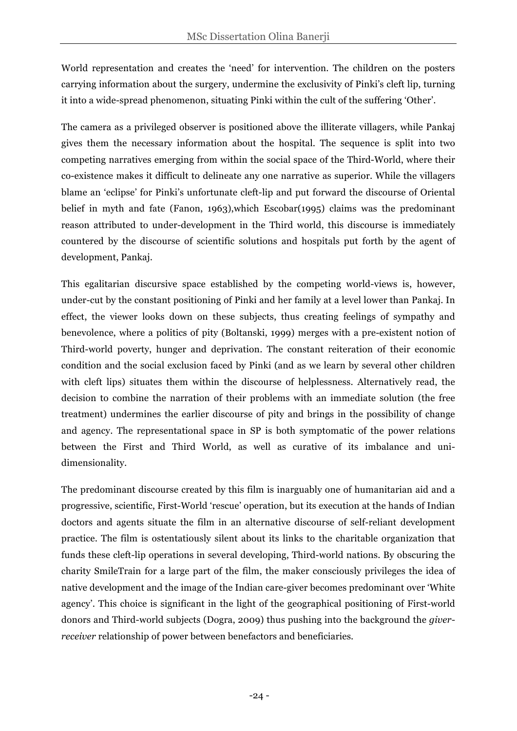World representation and creates the 'need' for intervention. The children on the posters carrying information about the surgery, undermine the exclusivity of Pinki's cleft lip, turning it into a wide-spread phenomenon, situating Pinki within the cult of the suffering 'Other'.

The camera as a privileged observer is positioned above the illiterate villagers, while Pankaj gives them the necessary information about the hospital. The sequence is split into two competing narratives emerging from within the social space of the Third-World, where their co-existence makes it difficult to delineate any one narrative as superior. While the villagers blame an 'eclipse' for Pinki's unfortunate cleft-lip and put forward the discourse of Oriental belief in myth and fate (Fanon, 1963),which Escobar(1995) claims was the predominant reason attributed to under-development in the Third world, this discourse is immediately countered by the discourse of scientific solutions and hospitals put forth by the agent of development, Pankaj.

This egalitarian discursive space established by the competing world-views is, however, under-cut by the constant positioning of Pinki and her family at a level lower than Pankaj. In effect, the viewer looks down on these subjects, thus creating feelings of sympathy and benevolence, where a politics of pity (Boltanski, 1999) merges with a pre-existent notion of Third-world poverty, hunger and deprivation. The constant reiteration of their economic condition and the social exclusion faced by Pinki (and as we learn by several other children with cleft lips) situates them within the discourse of helplessness. Alternatively read, the decision to combine the narration of their problems with an immediate solution (the free treatment) undermines the earlier discourse of pity and brings in the possibility of change and agency. The representational space in SP is both symptomatic of the power relations between the First and Third World, as well as curative of its imbalance and uni-dimensionality.

The predominant discourse created by this film is inarguably one of humanitarian aid and a progressive, scientific, First-World 'rescue' operation, but its execution at the hands of Indian doctors and agents situate the film in an alternative discourse of self-reliant development practice. The film is ostentatiously silent about its links to the charitable organization that funds these cleft-lip operations in several developing, Third-world nations. By obscuring the charity SmileTrain for a large part of the film, the maker consciously privileges the idea of native development and the image of the Indian care-giver becomes predominant over 'White agency'. This choice is significant in the light of the geographical positioning of First-world donors and Third-world subjects (Dogra, 2009) thus pushing into the background the *giver-receiver* relationship of power between benefactors and beneficiaries.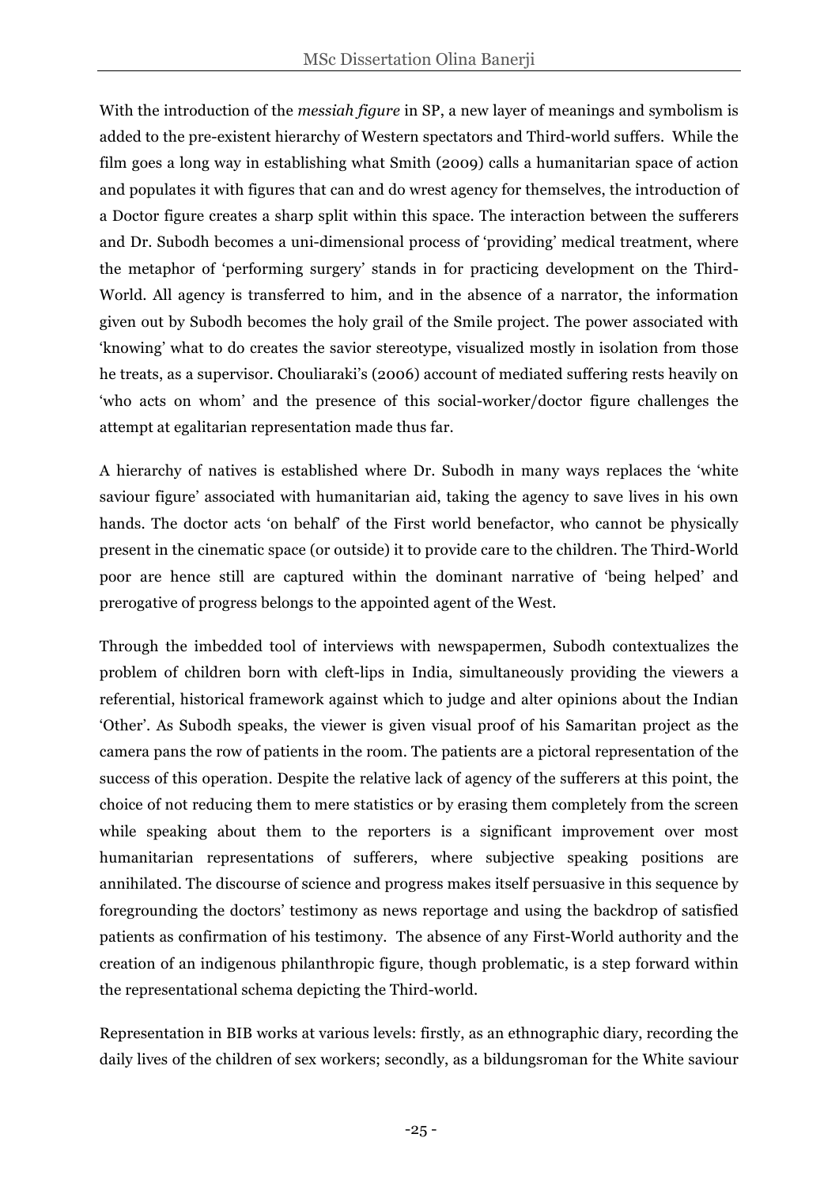With the introduction of the *messiah figure* in SP, a new layer of meanings and symbolism is added to the pre-existent hierarchy of Western spectators and Third-world suffers. While the film goes a long way in establishing what Smith (2009) calls a humanitarian space of action and populates it with figures that can and do wrest agency for themselves, the introduction of a Doctor figure creates a sharp split within this space. The interaction between the sufferers and Dr. Subodh becomes a uni-dimensional process of 'providing' medical treatment, where the metaphor of 'performing surgery' stands in for practicing development on the Third-World. All agency is transferred to him, and in the absence of a narrator, the information given out by Subodh becomes the holy grail of the Smile project. The power associated with 'knowing' what to do creates the savior stereotype, visualized mostly in isolation from those he treats, as a supervisor. Chouliaraki's (2006) account of mediated suffering rests heavily on 'who acts on whom' and the presence of this social-worker/doctor figure challenges the attempt at egalitarian representation made thus far.

A hierarchy of natives is established where Dr. Subodh in many ways replaces the 'white saviour figure' associated with humanitarian aid, taking the agency to save lives in his own hands. The doctor acts 'on behalf' of the First world benefactor, who cannot be physically present in the cinematic space (or outside) it to provide care to the children. The Third-World poor are hence still are captured within the dominant narrative of 'being helped' and prerogative of progress belongs to the appointed agent of the West.

Through the imbedded tool of interviews with newspapermen, Subodh contextualizes the problem of children born with cleft-lips in India, simultaneously providing the viewers a referential, historical framework against which to judge and alter opinions about the Indian 'Other'. As Subodh speaks, the viewer is given visual proof of his Samaritan project as the camera pans the row of patients in the room. The patients are a pictoral representation of the success of this operation. Despite the relative lack of agency of the sufferers at this point, the choice of not reducing them to mere statistics or by erasing them completely from the screen while speaking about them to the reporters is a significant improvement over most humanitarian representations of sufferers, where subjective speaking positions are annihilated. The discourse of science and progress makes itself persuasive in this sequence by foregrounding the doctors' testimony as news reportage and using the backdrop of satisfied patients as confirmation of his testimony. The absence of any First-World authority and the creation of an indigenous philanthropic figure, though problematic, is a step forward within the representational schema depicting the Third-world.

Representation in BIB works at various levels: firstly, as an ethnographic diary, recording the daily lives of the children of sex workers; secondly, as a bildungsroman for the White saviour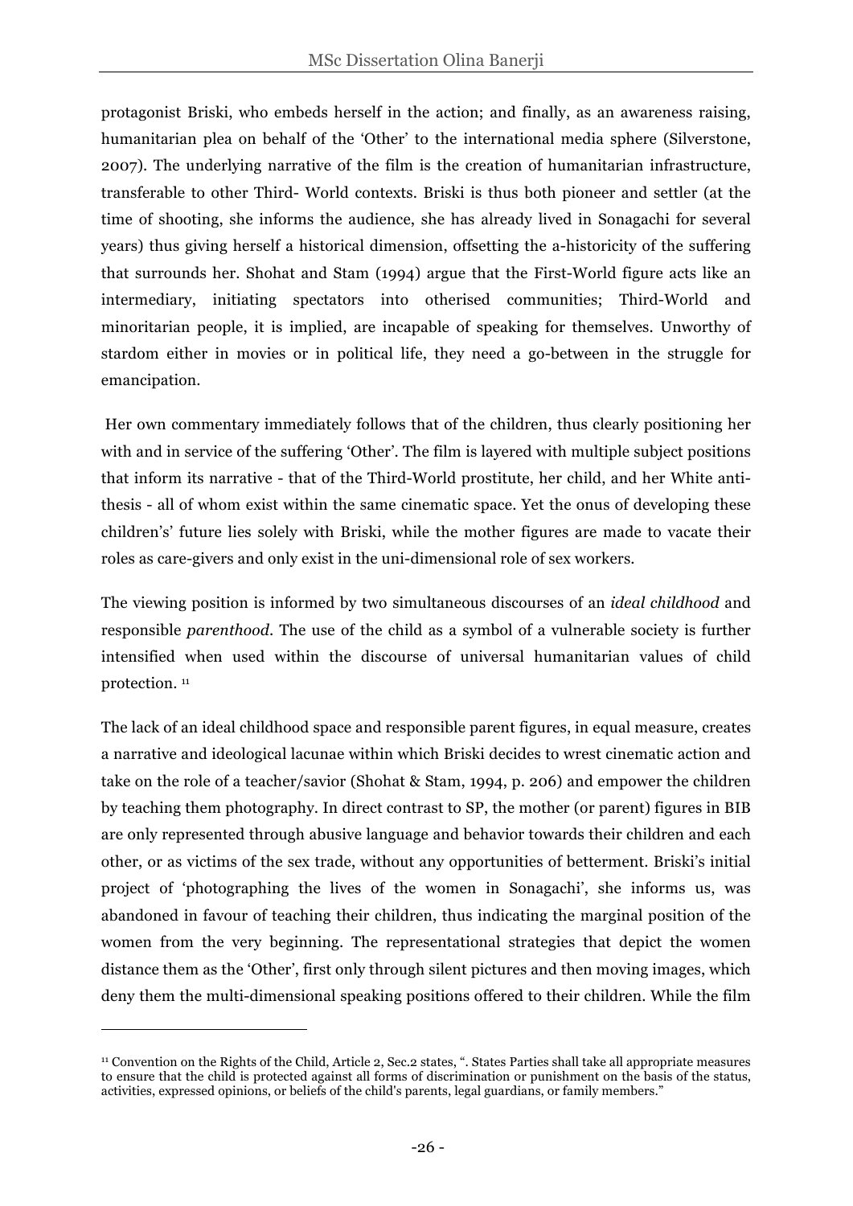protagonist Briski, who embeds herself in the action; and finally, as an awareness raising, humanitarian plea on behalf of the 'Other' to the international media sphere (Silverstone, 2007). The underlying narrative of the film is the creation of humanitarian infrastructure, transferable to other Third- World contexts. Briski is thus both pioneer and settler (at the time of shooting, she informs the audience, she has already lived in Sonagachi for several years) thus giving herself a historical dimension, offsetting the a-historicity of the suffering that surrounds her. Shohat and Stam (1994) argue that the First-World figure acts like an intermediary, initiating spectators into otherised communities; Third-World and minoritarian people, it is implied, are incapable of speaking for themselves. Unworthy of stardom either in movies or in political life, they need a go-between in the struggle for emancipation.

Her own commentary immediately follows that of the children, thus clearly positioning her with and in service of the suffering 'Other'. The film is layered with multiple subject positions that inform its narrative - that of the Third-World prostitute, her child, and her White anti-thesis - all of whom exist within the same cinematic space. Yet the onus of developing these children's' future lies solely with Briski, while the mother figures are made to vacate their roles as care-givers and only exist in the uni-dimensional role of sex workers.

The viewing position is informed by two simultaneous discourses of an *ideal childhood* and responsible *parenthood*. The use of the child as a symbol of a vulnerable society is further intensified when used within the discourse of universal humanitarian values of child protection. [11]

The lack of an ideal childhood space and responsible parent figures, in equal measure, creates a narrative and ideological lacunae within which Briski decides to wrest cinematic action and take on the role of a teacher/savior (Shohat & Stam, 1994, p. 206) and empower the children by teaching them photography. In direct contrast to SP, the mother (or parent) figures in BIB are only represented through abusive language and behavior towards their children and each other, or as victims of the sex trade, without any opportunities of betterment. Briski's initial project of 'photographing the lives of the women in Sonagachi', she informs us, was abandoned in favour of teaching their children, thus indicating the marginal position of the women from the very beginning. The representational strategies that depict the women distance them as the 'Other', first only through silent pictures and then moving images, which deny them the multi-dimensional speaking positions offered to their children. While the film

[11] Convention on the Rights of the Child, Article 2, Sec.2 states, ". States Parties shall take all appropriate measures to ensure that the child is protected against all forms of discrimination or punishment on the basis of the status, activities, expressed opinions, or beliefs of the child's parents, legal guardians, or family members."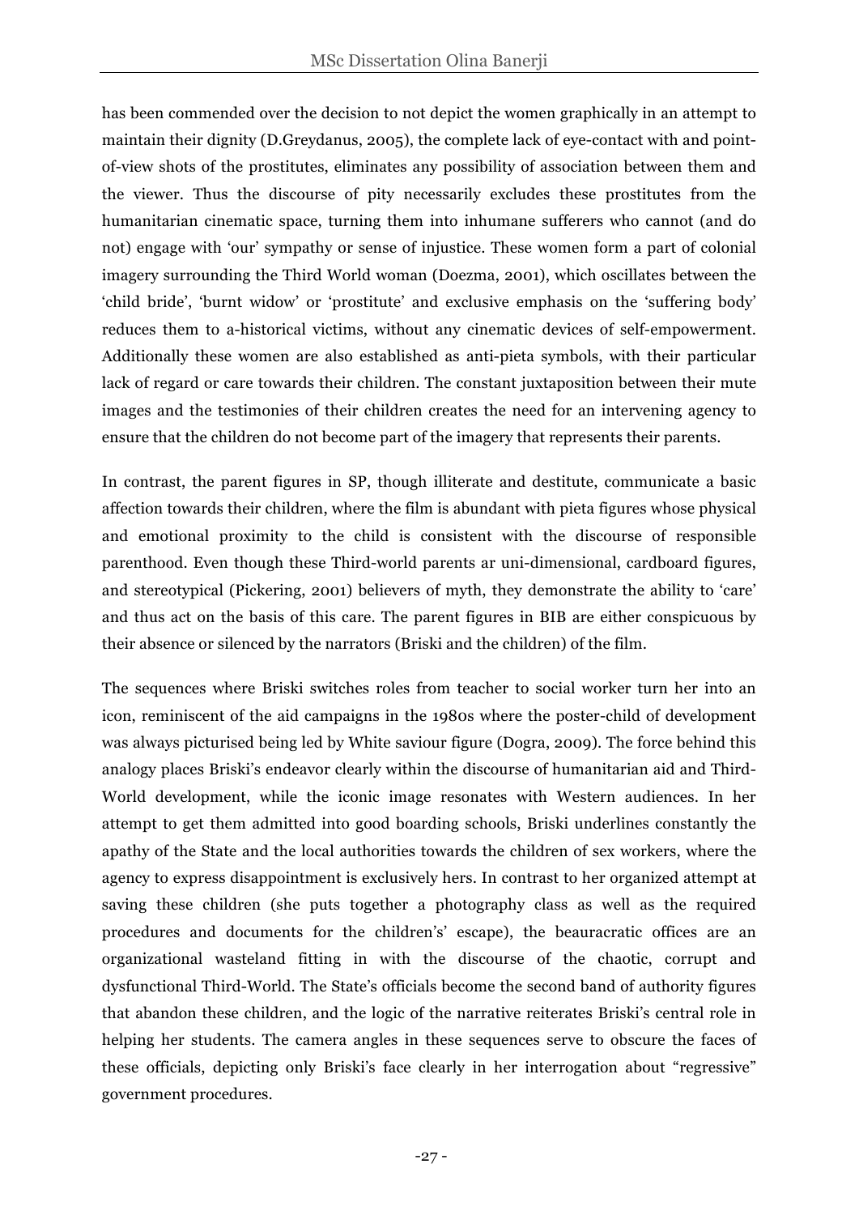has been commended over the decision to not depict the women graphically in an attempt to maintain their dignity (D.Greydanus, 2005), the complete lack of eye-contact with and point-of-view shots of the prostitutes, eliminates any possibility of association between them and the viewer. Thus the discourse of pity necessarily excludes these prostitutes from the humanitarian cinematic space, turning them into inhumane sufferers who cannot (and do not) engage with 'our' sympathy or sense of injustice. These women form a part of colonial imagery surrounding the Third World woman (Doezma, 2001), which oscillates between the 'child bride', 'burnt widow' or 'prostitute' and exclusive emphasis on the 'suffering body' reduces them to a-historical victims, without any cinematic devices of self-empowerment. Additionally these women are also established as anti-pieta symbols, with their particular lack of regard or care towards their children. The constant juxtaposition between their mute images and the testimonies of their children creates the need for an intervening agency to ensure that the children do not become part of the imagery that represents their parents.

In contrast, the parent figures in SP, though illiterate and destitute, communicate a basic affection towards their children, where the film is abundant with pieta figures whose physical and emotional proximity to the child is consistent with the discourse of responsible parenthood. Even though these Third-world parents ar uni-dimensional, cardboard figures, and stereotypical (Pickering, 2001) believers of myth, they demonstrate the ability to 'care' and thus act on the basis of this care. The parent figures in BIB are either conspicuous by their absence or silenced by the narrators (Briski and the children) of the film.

The sequences where Briski switches roles from teacher to social worker turn her into an icon, reminiscent of the aid campaigns in the 1980s where the poster-child of development was always picturised being led by White saviour figure (Dogra, 2009). The force behind this analogy places Briski's endeavor clearly within the discourse of humanitarian aid and Third-World development, while the iconic image resonates with Western audiences. In her attempt to get them admitted into good boarding schools, Briski underlines constantly the apathy of the State and the local authorities towards the children of sex workers, where the agency to express disappointment is exclusively hers. In contrast to her organized attempt at saving these children (she puts together a photography class as well as the required procedures and documents for the childrens' escape), the beauracratic offices are an organizational wasteland fitting in with the discourse of the chaotic, corrupt and dysfunctional Third-World. The State's officials become the second band of authority figures that abandon these children, and the logic of the narrative reiterates Briski's central role in helping her students. The camera angles in these sequences serve to obscure the faces of these officials, depicting only Briski's face clearly in her interrogation about "regressive" government procedures.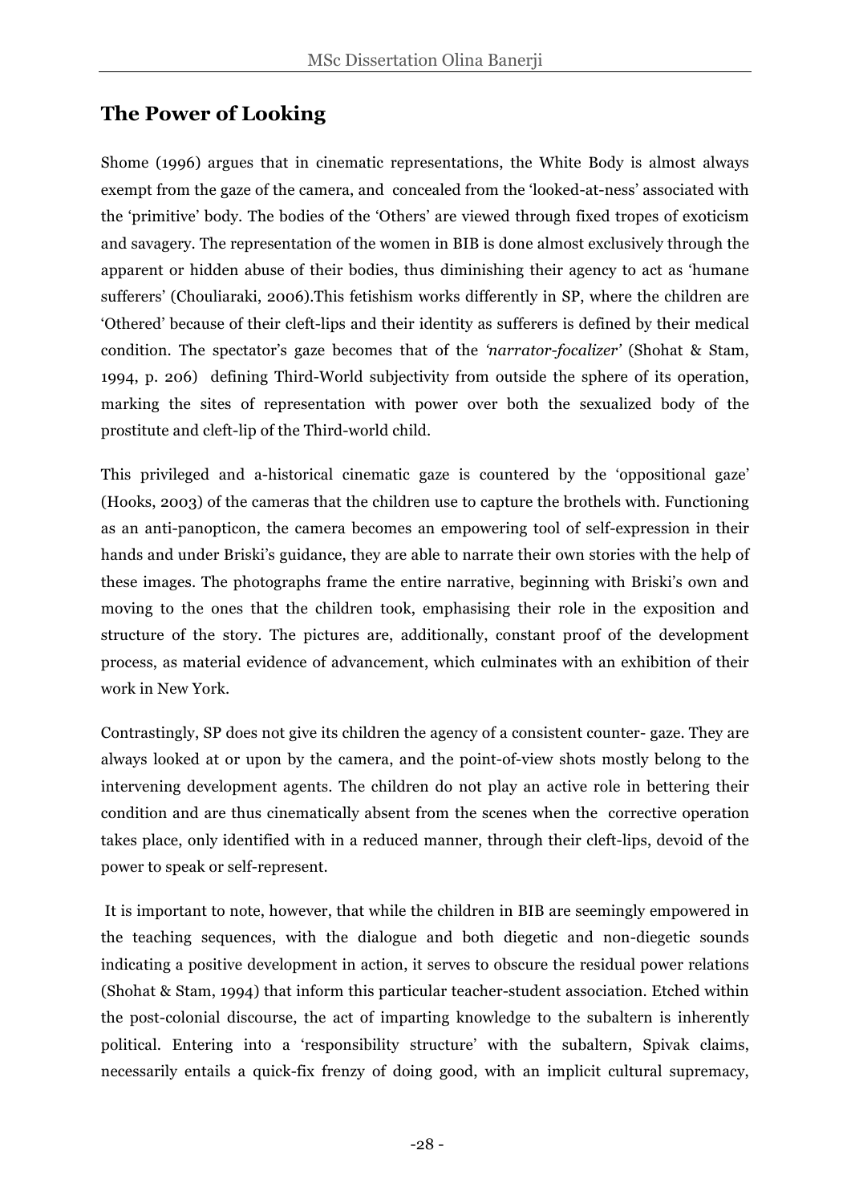## The Power of Looking

Shome (1996) argues that in cinematic representations, the White Body is almost always exempt from the gaze of the camera, and concealed from the 'looked-at-ness' associated with the 'primitive' body. The bodies of the 'Others' are viewed through fixed tropes of exoticism and savagery. The representation of the women in BIB is done almost exclusively through the apparent or hidden abuse of their bodies, thus diminishing their agency to act as 'humane sufferers' (Chouliaraki, 2006).This fetishism works differently in SP, where the children are 'Othered' because of their cleft-lips and their identity as sufferers is defined by their medical condition. The spectator's gaze becomes that of the *'narrator-focalizer'* (Shohat & Stam, 1994, p. 206) defining Third-World subjectivity from outside the sphere of its operation, marking the sites of representation with power over both the sexualized body of the prostitute and cleft-lip of the Third-world child.

This privileged and a-historical cinematic gaze is countered by the 'oppositional gaze' (Hooks, 2003) of the cameras that the children use to capture the brothels with. Functioning as an anti-panopticon, the camera becomes an empowering tool of self-expression in their hands and under Briski's guidance, they are able to narrate their own stories with the help of these images. The photographs frame the entire narrative, beginning with Briski's own and moving to the ones that the children took, emphasising their role in the exposition and structure of the story. The pictures are, additionally, constant proof of the development process, as material evidence of advancement, which culminates with an exhibition of their work in New York.

Contrastingly, SP does not give its children the agency of a consistent counter- gaze. They are always looked at or upon by the camera, and the point-of-view shots mostly belong to the intervening development agents. The children do not play an active role in bettering their condition and are thus cinematically absent from the scenes when the corrective operation takes place, only identified with in a reduced manner, through their cleft-lips, devoid of the power to speak or self-represent.

It is important to note, however, that while the children in BIB are seemingly empowered in the teaching sequences, with the dialogue and both diegetic and non-diegetic sounds indicating a positive development in action, it serves to obscure the residual power relations (Shohat & Stam, 1994) that inform this particular teacher-student association. Etched within the post-colonial discourse, the act of imparting knowledge to the subaltern is inherently political. Entering into a 'responsibility structure' with the subaltern, Spivak claims, necessarily entails a quick-fix frenzy of doing good, with an implicit cultural supremacy,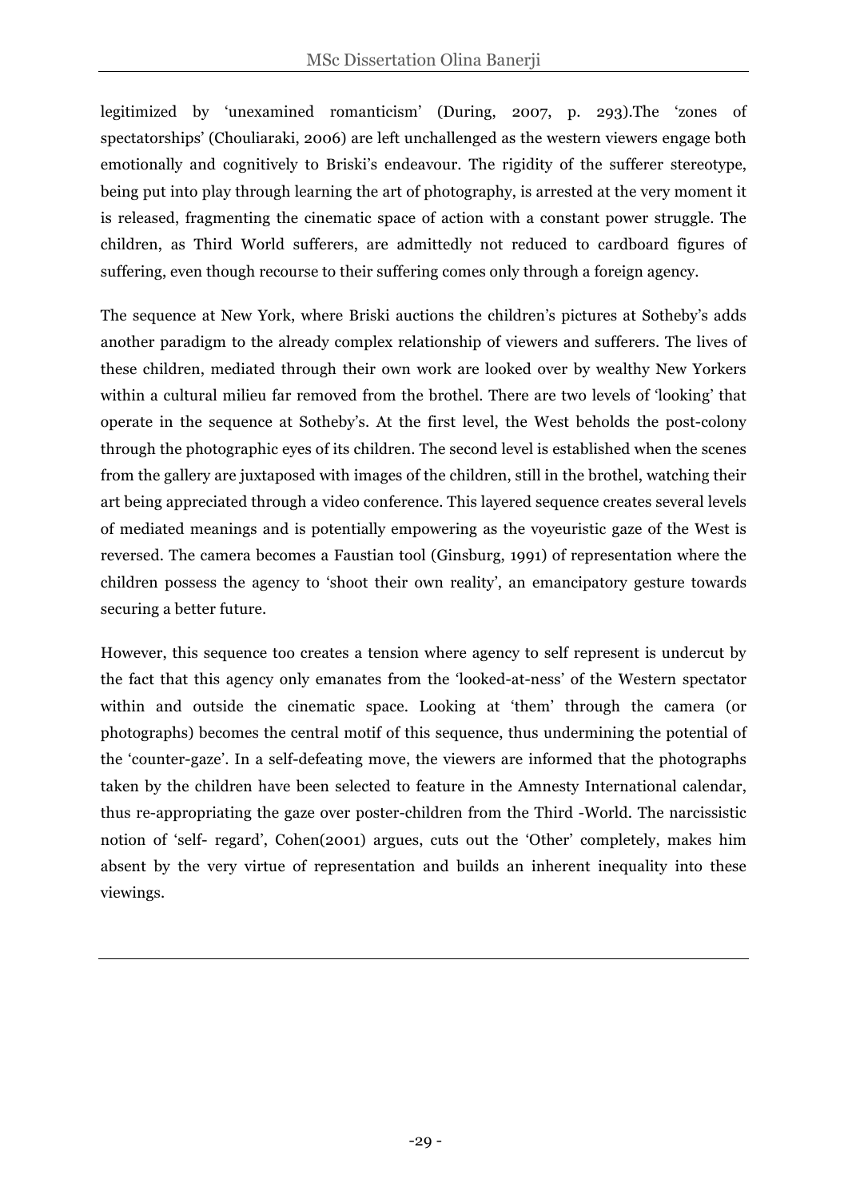legitimized by 'unexamined romanticism' (During, 2007, p. 293).The 'zones of spectatorships' (Chouliaraki, 2006) are left unchallenged as the western viewers engage both emotionally and cognitively to Briski's endeavour. The rigidity of the sufferer stereotype, being put into play through learning the art of photography, is arrested at the very moment it is released, fragmenting the cinematic space of action with a constant power struggle. The children, as Third World sufferers, are admittedly not reduced to cardboard figures of suffering, even though recourse to their suffering comes only through a foreign agency.

The sequence at New York, where Briski auctions the children's pictures at Sotheby's adds another paradigm to the already complex relationship of viewers and sufferers. The lives of these children, mediated through their own work are looked over by wealthy New Yorkers within a cultural milieu far removed from the brothel. There are two levels of 'looking' that operate in the sequence at Sotheby's. At the first level, the West beholds the post-colony through the photographic eyes of its children. The second level is established when the scenes from the gallery are juxtaposed with images of the children, still in the brothel, watching their art being appreciated through a video conference. This layered sequence creates several levels of mediated meanings and is potentially empowering as the voyeuristic gaze of the West is reversed. The camera becomes a Faustian tool (Ginsburg, 1991) of representation where the children possess the agency to 'shoot their own reality', an emancipatory gesture towards securing a better future.

However, this sequence too creates a tension where agency to self represent is undercut by the fact that this agency only emanates from the 'looked-at-ness' of the Western spectator within and outside the cinematic space. Looking at 'them' through the camera (or photographs) becomes the central motif of this sequence, thus undermining the potential of the 'counter-gaze'. In a self-defeating move, the viewers are informed that the photographs taken by the children have been selected to feature in the Amnesty International calendar, thus re-appropriating the gaze over poster-children from the Third -World. The narcissistic notion of 'self- regard', Cohen(2001) argues, cuts out the 'Other' completely, makes him absent by the very virtue of representation and builds an inherent inequality into these viewings.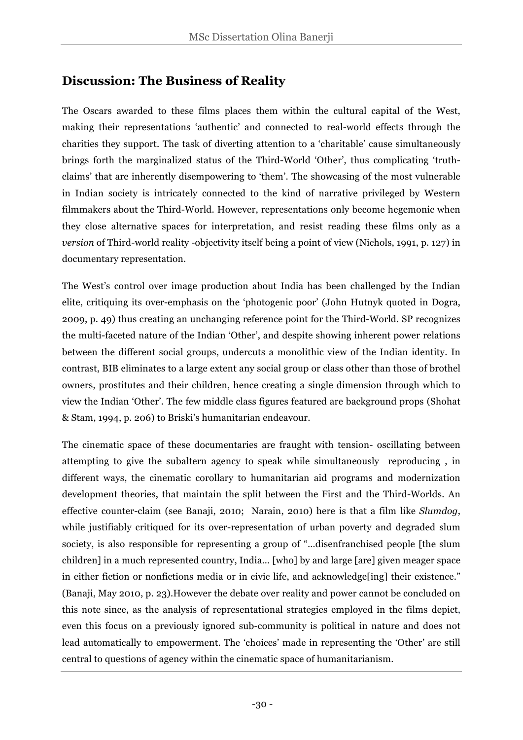## Discussion: The Business of Reality

The Oscars awarded to these films places them within the cultural capital of the West, making their representations 'authentic' and connected to real-world effects through the charities they support. The task of diverting attention to a 'charitable' cause simultaneously brings forth the marginalized status of the Third-World 'Other', thus complicating 'truth-claims' that are inherently disempowering to 'them'. The showcasing of the most vulnerable in Indian society is intricately connected to the kind of narrative privileged by Western filmmakers about the Third-World. However, representations only become hegemonic when they close alternative spaces for interpretation, and resist reading these films only as a *version* of Third-world reality -objectivity itself being a point of view (Nichols, 1991, p. 127) in documentary representation.

The West's control over image production about India has been challenged by the Indian elite, critiquing its over-emphasis on the 'photogenic poor' (John Hutnyk quoted in Dogra, 2009, p. 49) thus creating an unchanging reference point for the Third-World. SP recognizes the multi-faceted nature of the Indian 'Other', and despite showing inherent power relations between the different social groups, undercuts a monolithic view of the Indian identity. In contrast, BIB eliminates to a large extent any social group or class other than those of brothel owners, prostitutes and their children, hence creating a single dimension through which to view the Indian 'Other'. The few middle class figures featured are background props (Shohat & Stam, 1994, p. 206) to Briski's humanitarian endeavour.

The cinematic space of these documentaries are fraught with tension- oscillating between attempting to give the subaltern agency to speak while simultaneously reproducing , in different ways, the cinematic corollary to humanitarian aid programs and modernization development theories, that maintain the split between the First and the Third-Worlds. An effective counter-claim (see Banaji, 2010; Narain, 2010) here is that a film like *Slumdog*, while justifiably critiqued for its over-representation of urban poverty and degraded slum society, is also responsible for representing a group of "…disenfranchised people [the slum children] in a much represented country, India… [who] by and large [are] given meager space in either fiction or nonfictions media or in civic life, and acknowledge[ing] their existence." (Banaji, May 2010, p. 23).However the debate over reality and power cannot be concluded on this note since, as the analysis of representational strategies employed in the films depict, even this focus on a previously ignored sub-community is political in nature and does not lead automatically to empowerment. The 'choices' made in representing the 'Other' are still central to questions of agency within the cinematic space of humanitarianism.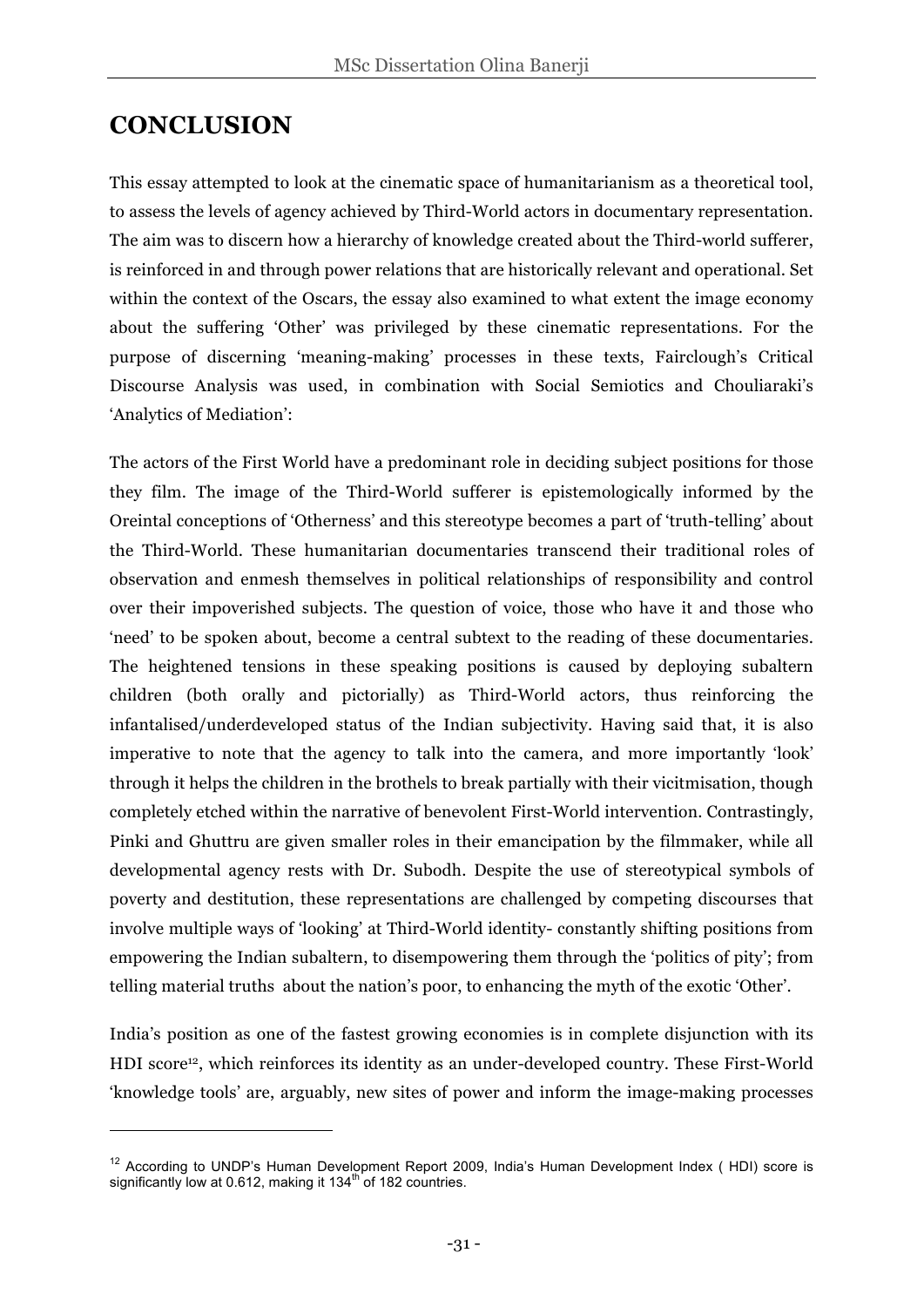# CONCLUSION

This essay attempted to look at the cinematic space of humanitarianism as a theoretical tool, to assess the levels of agency achieved by Third-World actors in documentary representation. The aim was to discern how a hierarchy of knowledge created about the Third-world sufferer, is reinforced in and through power relations that are historically relevant and operational. Set within the context of the Oscars, the essay also examined to what extent the image economy about the suffering 'Other' was privileged by these cinematic representations. For the purpose of discerning 'meaning-making' processes in these texts, Fairclough's Critical Discourse Analysis was used, in combination with Social Semiotics and Chouliaraki's 'Analytics of Mediation':

The actors of the First World have a predominant role in deciding subject positions for those they film. The image of the Third-World sufferer is epistemologically informed by the Oreintal conceptions of 'Otherness' and this stereotype becomes a part of 'truth-telling' about the Third-World. These humanitarian documentaries transcend their traditional roles of observation and enmesh themselves in political relationships of responsibility and control over their impoverished subjects. The question of voice, those who have it and those who 'need' to be spoken about, become a central subtext to the reading of these documentaries. The heightened tensions in these speaking positions is caused by deploying subaltern children (both orally and pictorially) as Third-World actors, thus reinforcing the infantalised/underdeveloped status of the Indian subjectivity. Having said that, it is also imperative to note that the agency to talk into the camera, and more importantly 'look' through it helps the children in the brothels to break partially with their vicitmisation, though completely etched within the narrative of benevolent First-World intervention. Contrastingly, Pinki and Ghuttru are given smaller roles in their emancipation by the filmmaker, while all developmental agency rests with Dr. Subodh. Despite the use of stereotypical symbols of poverty and destitution, these representations are challenged by competing discourses that involve multiple ways of 'looking' at Third-World identity- constantly shifting positions from empowering the Indian subaltern, to disempowering them through the 'politics of pity'; from telling material truths about the nation's poor, to enhancing the myth of the exotic 'Other'.

India's position as one of the fastest growing economies is in complete disjunction with its HDI score[12], which reinforces its identity as an under-developed country. These First-World 'knowledge tools' are, arguably, new sites of power and inform the image-making processes

---

[12] According to UNDP's Human Development Report 2009, India's Human Development Index ( HDI) score is significantly low at 0.612, making it 134th of 182 countries.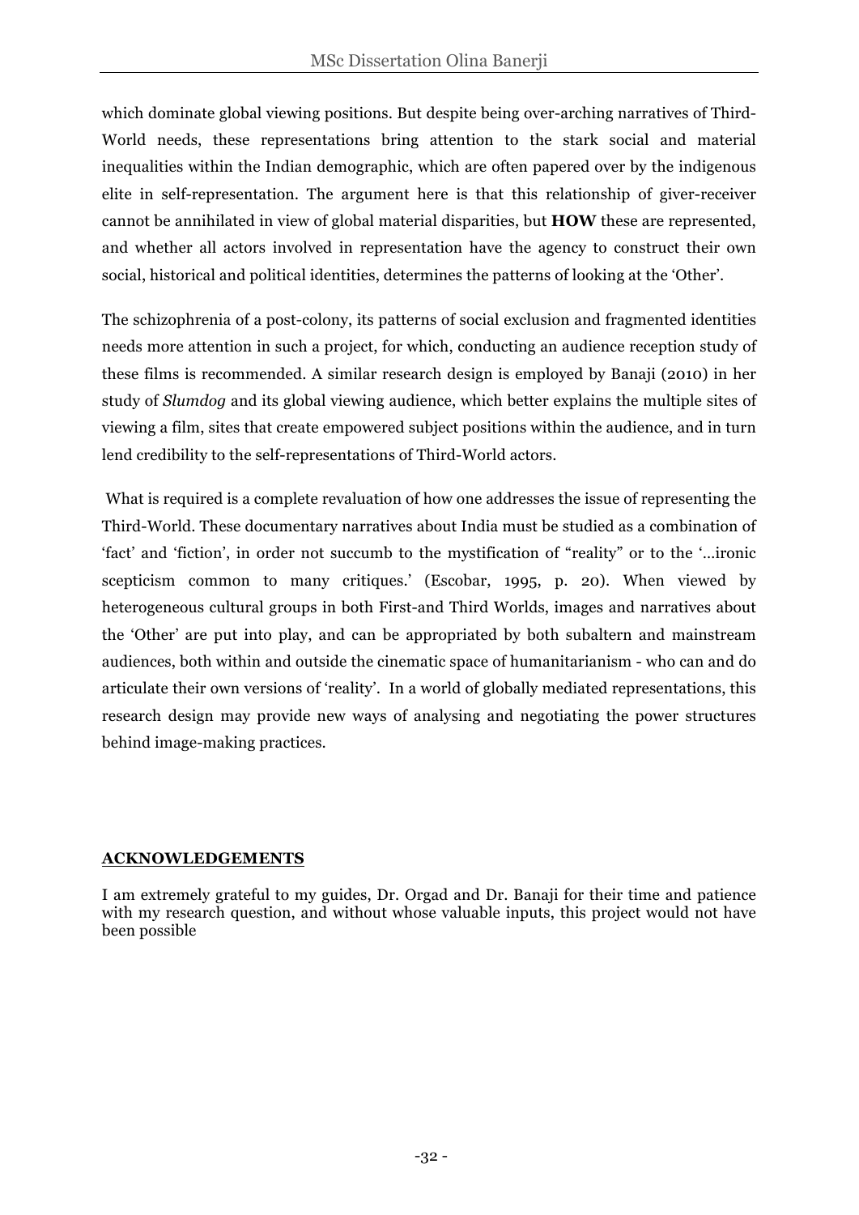which dominate global viewing positions. But despite being over-arching narratives of Third-World needs, these representations bring attention to the stark social and material inequalities within the Indian demographic, which are often papered over by the indigenous elite in self-representation. The argument here is that this relationship of giver-receiver cannot be annihilated in view of global material disparities, but **HOW** these are represented, and whether all actors involved in representation have the agency to construct their own social, historical and political identities, determines the patterns of looking at the 'Other'.

The schizophrenia of a post-colony, its patterns of social exclusion and fragmented identities needs more attention in such a project, for which, conducting an audience reception study of these films is recommended. A similar research design is employed by Banaji (2010) in her study of *Slumdog* and its global viewing audience, which better explains the multiple sites of viewing a film, sites that create empowered subject positions within the audience, and in turn lend credibility to the self-representations of Third-World actors.

What is required is a complete revaluation of how one addresses the issue of representing the Third-World. These documentary narratives about India must be studied as a combination of 'fact' and 'fiction', in order not succumb to the mystification of "reality" or to the '...ironic scepticism common to many critiques.' (Escobar, 1995, p. 20). When viewed by heterogeneous cultural groups in both First-and Third Worlds, images and narratives about the 'Other' are put into play, and can be appropriated by both subaltern and mainstream audiences, both within and outside the cinematic space of humanitarianism - who can and do articulate their own versions of 'reality'. In a world of globally mediated representations, this research design may provide new ways of analysing and negotiating the power structures behind image-making practices.

## ACKNOWLEDGEMENTS

I am extremely grateful to my guides, Dr. Orgad and Dr. Banaji for their time and patience with my research question, and without whose valuable inputs, this project would not have been possible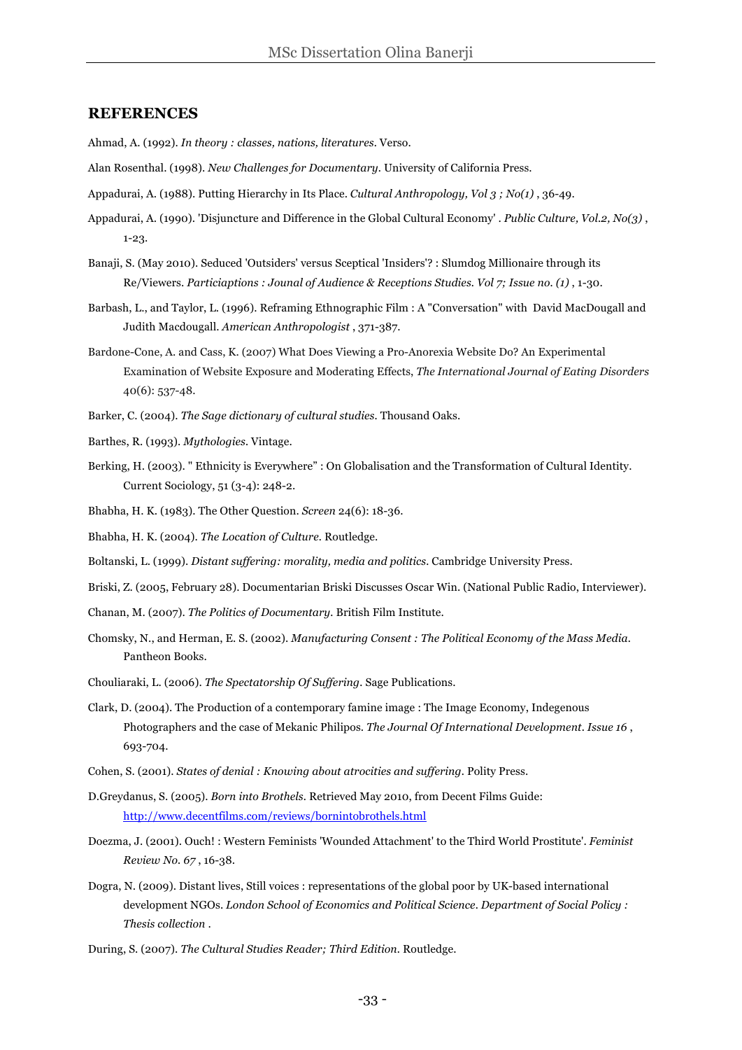## REFERENCES

Ahmad, A. (1992). *In theory : classes, nations, literatures*. Verso.

Alan Rosenthal. (1998). *New Challenges for Documentary*. University of California Press.

Appadurai, A. (1988). Putting Hierarchy in Its Place. *Cultural Anthropology, Vol 3 ; No(1)* , 36-49.

Appadurai, A. (1990). 'Disjuncture and Difference in the Global Cultural Economy' . *Public Culture, Vol.2, No(3)* , 1-23.

Banaji, S. (May 2010). Seduced 'Outsiders' versus Sceptical 'Insiders'? : Slumdog Millionaire through its Re/Viewers. *Particiaptions : Jounal of Audience & Receptions Studies. Vol 7; Issue no. (1)* , 1-30.

Barbash, L., and Taylor, L. (1996). Reframing Ethnographic Film : A "Conversation" with David MacDougall and Judith Macdougall. *American Anthropologist* , 371-387.

Bardone-Cone, A. and Cass, K. (2007) What Does Viewing a Pro-Anorexia Website Do? An Experimental Examination of Website Exposure and Moderating Effects, *The International Journal of Eating Disorders* 40(6): 537-48.

Barker, C. (2004). *The Sage dictionary of cultural studies*. Thousand Oaks.

Barthes, R. (1993). *Mythologies*. Vintage.

Berking, H. (2003). " Ethnicity is Everywhere" : On Globalisation and the Transformation of Cultural Identity. Current Sociology, 51 (3-4): 248-2.

Bhabha, H. K. (1983). The Other Question. *Screen* 24(6): 18-36.

Bhabha, H. K. (2004). *The Location of Culture*. Routledge.

Boltanski, L. (1999). *Distant suffering: morality, media and politics*. Cambridge University Press.

Briski, Z. (2005, February 28). Documentarian Briski Discusses Oscar Win. (National Public Radio, Interviewer).

Chanan, M. (2007). *The Politics of Documentary*. British Film Institute.

Chomsky, N., and Herman, E. S. (2002). *Manufacturing Consent : The Political Economy of the Mass Media*. Pantheon Books.

Chouliaraki, L. (2006). *The Spectatorship Of Suffering*. Sage Publications.

Clark, D. (2004). The Production of a contemporary famine image : The Image Economy, Indegenous Photographers and the case of Mekanic Philipos. *The Journal Of International Development. Issue 16* , 693-704.

Cohen, S. (2001). *States of denial : Knowing about atrocities and suffering*. Polity Press.

D.Greydanus, S. (2005). *Born into Brothels*. Retrieved May 2010, from Decent Films Guide: http://www.decentfilms.com/reviews/bornintobrothels.html

Doezma, J. (2001). Ouch! : Western Feminists 'Wounded Attachment' to the Third World Prostitute'. *Feminist Review No. 67* , 16-38.

Dogra, N. (2009). Distant lives, Still voices : representations of the global poor by UK-based international development NGOs. *London School of Economics and Political Science. Department of Social Policy : Thesis collection* .

During, S. (2007). *The Cultural Studies Reader; Third Edition*. Routledge.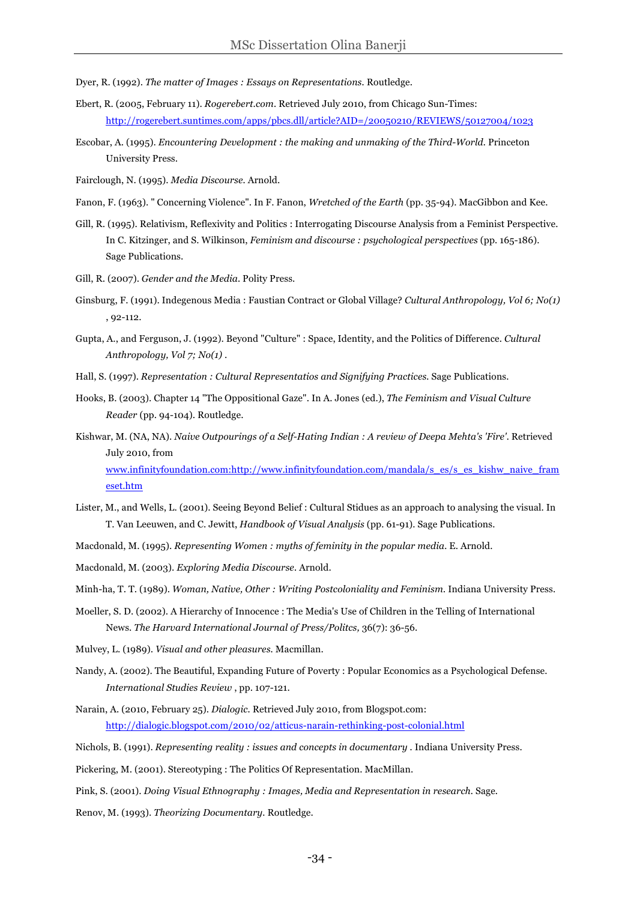Dyer, R. (1992). *The matter of Images : Essays on Representations.* Routledge.

Ebert, R. (2005, February 11). *Rogerebert.com*. Retrieved July 2010, from Chicago Sun-Times: http://rogerebert.suntimes.com/apps/pbcs.dll/article?AID=/20050210/REVIEWS/50127004/1023

Escobar, A. (1995). *Encountering Development : the making and unmaking of the Third-World.* Princeton University Press.

Fairclough, N. (1995). *Media Discourse.* Arnold.

Fanon, F. (1963). " Concerning Violence". In F. Fanon, *Wretched of the Earth* (pp. 35-94). MacGibbon and Kee.

Gill, R. (1995). Relativism, Reflexivity and Politics : Interrogating Discourse Analysis from a Feminist Perspective. In C. Kitzinger, and S. Wilkinson, *Feminism and discourse : psychological perspectives* (pp. 165-186). Sage Publications.

Gill, R. (2007). *Gender and the Media.* Polity Press.

Ginsburg, F. (1991). Indegenous Media : Faustian Contract or Global Village? *Cultural Anthropology, Vol 6; No(1)* , 92-112.

Gupta, A., and Ferguson, J. (1992). Beyond "Culture" : Space, Identity, and the Politics of Difference. *Cultural Anthropology, Vol 7; No(1)* .

Hall, S. (1997). *Representation : Cultural Representatios and Signifying Practices.* Sage Publications.

Hooks, B. (2003). Chapter 14 "The Oppositional Gaze". In A. Jones (ed.), *The Feminism and Visual Culture Reader* (pp. 94-104). Routledge.

Kishwar, M. (NA, NA). *Naive Outpourings of a Self-Hating Indian : A review of Deepa Mehta's 'Fire'.* Retrieved July 2010, from www.infinityfoundation.com:http://www.infinityfoundation.com/mandala/s_es/s_es_kishw_naive_frameset.htm

Lister, M., and Wells, L. (2001). Seeing Beyond Belief : Cultural Stidues as an approach to analysing the visual. In T. Van Leeuwen, and C. Jewitt, *Handbook of Visual Analysis* (pp. 61-91). Sage Publications.

Macdonald, M. (1995). *Representing Women : myths of feminity in the popular media.* E. Arnold.

Macdonald, M. (2003). *Exploring Media Discourse.* Arnold.

Minh-ha, T. T. (1989). *Woman, Native, Other : Writing Postcoloniality and Feminism.* Indiana University Press.

Moeller, S. D. (2002). A Hierarchy of Innocence : The Media's Use of Children in the Telling of International News. *The Harvard International Journal of Press/Politcs,* 36(7): 36-56.

Mulvey, L. (1989). *Visual and other pleasures.* Macmillan.

Nandy, A. (2002). The Beautiful, Expanding Future of Poverty : Popular Economics as a Psychological Defense. *International Studies Review* , pp. 107-121.

Narain, A. (2010, February 25). *Dialogic.* Retrieved July 2010, from Blogspot.com: http://dialogic.blogspot.com/2010/02/atticus-narain-rethinking-post-colonial.html

Nichols, B. (1991). *Representing reality : issues and concepts in documentary* . Indiana University Press.

Pickering, M. (2001). Stereotyping : The Politics Of Representation. MacMillan.

Pink, S. (2001). *Doing Visual Ethnography : Images, Media and Representation in research.* Sage.

Renov, M. (1993). *Theorizing Documentary.* Routledge.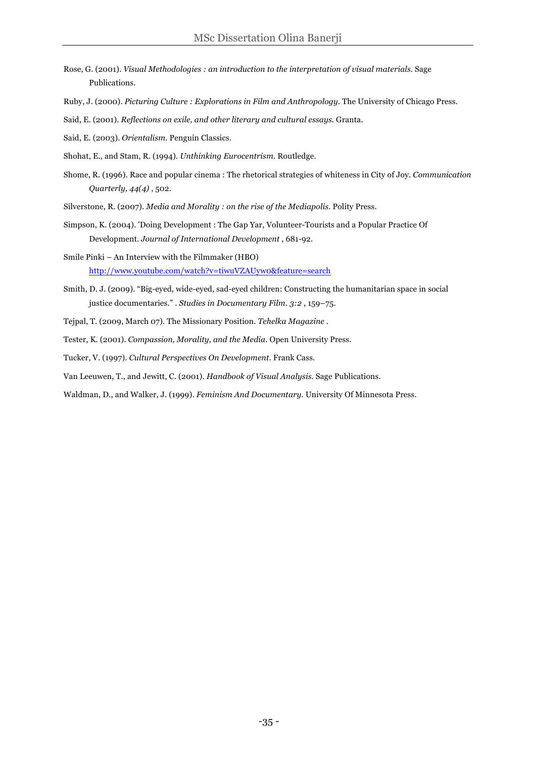Rose, G. (2001). *Visual Methodologies : an introduction to the interpretation of visual materials.* Sage Publications.

Ruby, J. (2000). *Picturing Culture : Explorations in Film and Anthropology*. The University of Chicago Press.

Said, E. (2001). *Reflections on exile, and other literary and cultural essays.* Granta.

Said, E. (2003). *Orientalism.* Penguin Classics.

Shohat, E., and Stam, R. (1994). *Unthinking Eurocentrism.* Routledge.

Shome, R. (1996). Race and popular cinema : The rhetorical strategies of whiteness in City of Joy. *Communication Quarterly, 44(4)* , 502.

Silverstone, R. (2007). *Media and Morality : on the rise of the Mediapolis.* Polity Press.

Simpson, K. (2004). 'Doing Development : The Gap Yar, Volunteer-Tourists and a Popular Practice Of Development. *Journal of International Development* , 681-92.

Smile Pinki – An Interview with the Filmmaker (HBO) http://www.youtube.com/watch?v=tiwuVZAUyw0&feature=search

Smith, D. J. (2009). "Big-eyed, wide-eyed, sad-eyed children: Constructing the humanitarian space in social justice documentaries." . *Studies in Documentary Film. 3:2* , 159–75.

Tejpal, T. (2009, March 07). The Missionary Position. *Tehelka Magazine* .

Tester, K. (2001). *Compassion, Morality, and the Media*. Open University Press.

Tucker, V. (1997). *Cultural Perspectives On Development.* Frank Cass.

Van Leeuwen, T., and Jewitt, C. (2001). *Handbook of Visual Analysis.* Sage Publications.

Waldman, D., and Walker, J. (1999). *Feminism And Documentary*. University Of Minnesota Press.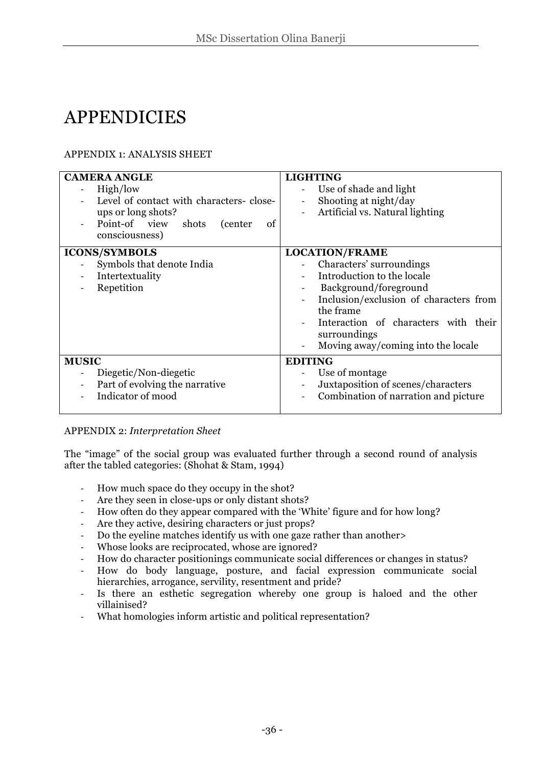# APPENDICIES

APPENDIX 1: ANALYSIS SHEET

| **CAMERA ANGLE** | **LIGHTING** |
|---|---|
| - High/low<br>- Level of contact with characters- close-ups or long shots?<br>- Point-of view shots (center of consciousness) | - Use of shade and light<br>- Shooting at night/day<br>- Artificial vs. Natural lighting |
| **ICONS/SYMBOLS**<br>- Symbols that denote India<br>- Intertextuality<br>- Repetition | **LOCATION/FRAME**<br>- Characters' surroundings<br>- Introduction to the locale<br>- Background/foreground<br>- Inclusion/exclusion of characters from the frame<br>- Interaction of characters with their surroundings<br>- Moving away/coming into the locale |
| **MUSIC**<br>- Diegetic/Non-diegetic<br>- Part of evolving the narrative<br>- Indicator of mood | **EDITING**<br>- Use of montage<br>- Juxtaposition of scenes/characters<br>- Combination of narration and picture |

APPENDIX 2: *Interpretation Sheet*

The "image" of the social group was evaluated further through a second round of analysis after the tabled categories: (Shohat & Stam, 1994)

- How much space do they occupy in the shot?
- Are they seen in close-ups or only distant shots?
- How often do they appear compared with the 'White' figure and for how long?
- Are they active, desiring characters or just props?
- Do the eyeline matches identify us with one gaze rather than another>
- Whose looks are reciprocated, whose are ignored?
- How do character positionings communicate social differences or changes in status?
- How do body language, posture, and facial expression communicate social hierarchies, arrogance, servility, resentment and pride?
- Is there an esthetic segregation whereby one group is haloed and the other villainised?
- What homologies inform artistic and political representation?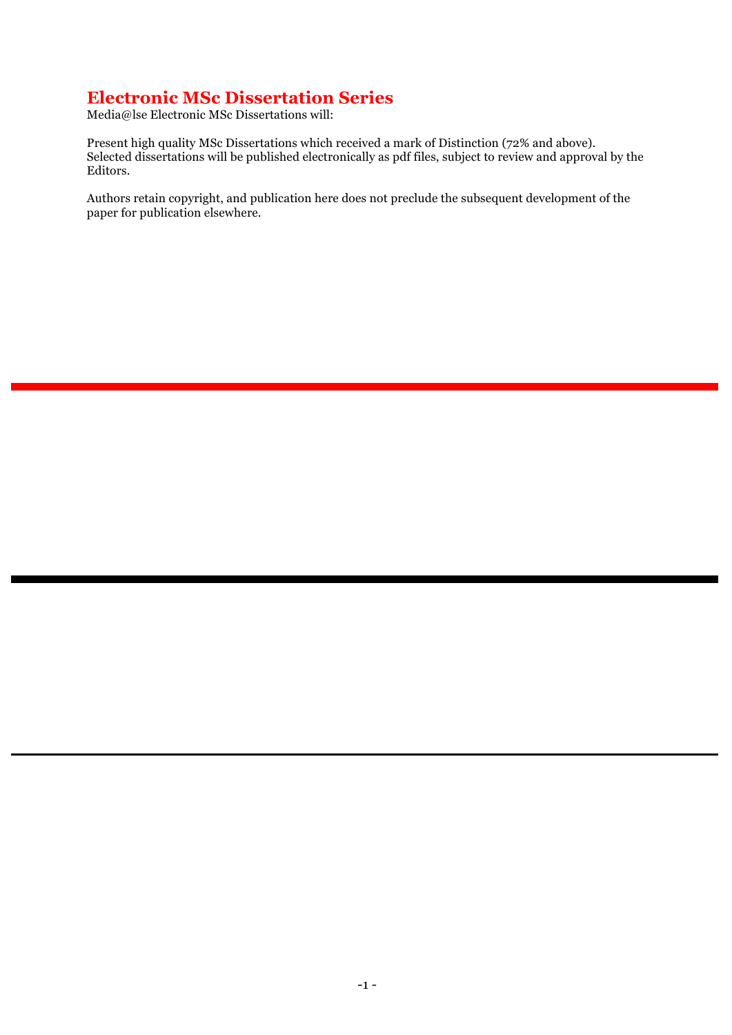# Electronic MSc Dissertation Series

Media@lse Electronic MSc Dissertations will:

Present high quality MSc Dissertations which received a mark of Distinction (72% and above). Selected dissertations will be published electronically as pdf files, subject to review and approval by the Editors.

Authors retain copyright, and publication here does not preclude the subsequent development of the paper for publication elsewhere.